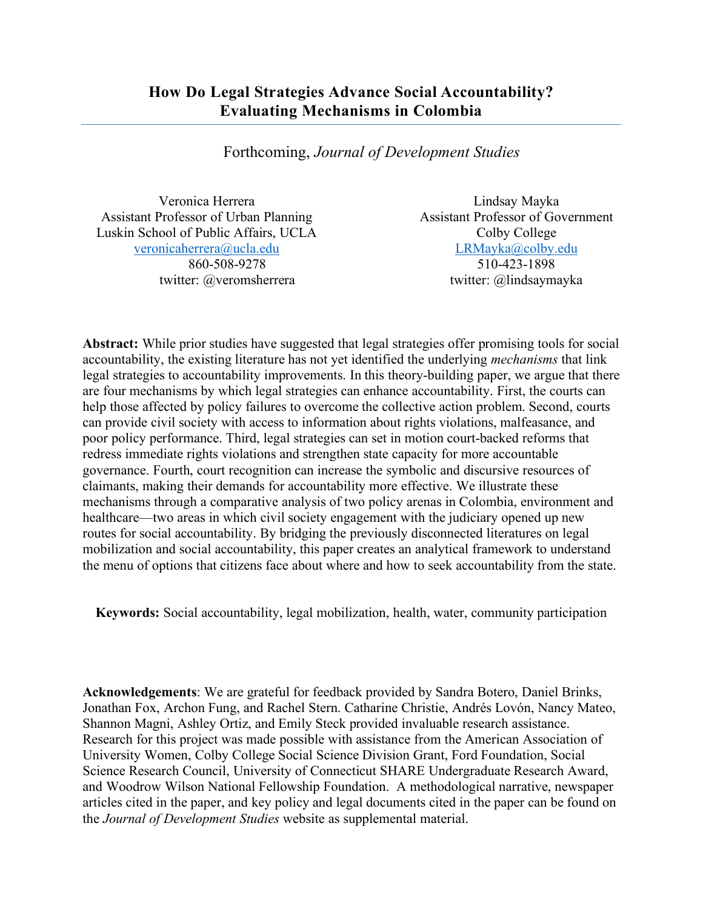# How Do Legal Strategies Advance Social Accountability? Evaluating Mechanisms in Colombia

Forthcoming, *Journal of Development Studies*

Veronica Herrera
Assistant Professor of Urban Planning
Luskin School of Public Affairs, UCLA
veronicaherrera@ucla.edu
860-508-9278
twitter: @veromsherrera

Lindsay Mayka
Assistant Professor of Government
Colby College
LRMayka@colby.edu
510-423-1898
twitter: @lindsaymayka

**Abstract:** While prior studies have suggested that legal strategies offer promising tools for social accountability, the existing literature has not yet identified the underlying *mechanisms* that link legal strategies to accountability improvements. In this theory-building paper, we argue that there are four mechanisms by which legal strategies can enhance accountability. First, the courts can help those affected by policy failures to overcome the collective action problem. Second, courts can provide civil society with access to information about rights violations, malfeasance, and poor policy performance. Third, legal strategies can set in motion court-backed reforms that redress immediate rights violations and strengthen state capacity for more accountable governance. Fourth, court recognition can increase the symbolic and discursive resources of claimants, making their demands for accountability more effective. We illustrate these mechanisms through a comparative analysis of two policy arenas in Colombia, environment and healthcare—two areas in which civil society engagement with the judiciary opened up new routes for social accountability. By bridging the previously disconnected literatures on legal mobilization and social accountability, this paper creates an analytical framework to understand the menu of options that citizens face about where and how to seek accountability from the state.

**Keywords:** Social accountability, legal mobilization, health, water, community participation

**Acknowledgements**: We are grateful for feedback provided by Sandra Botero, Daniel Brinks, Jonathan Fox, Archon Fung, and Rachel Stern. Catharine Christie, Andrés Lovón, Nancy Mateo, Shannon Magni, Ashley Ortiz, and Emily Steck provided invaluable research assistance. Research for this project was made possible with assistance from the American Association of University Women, Colby College Social Science Division Grant, Ford Foundation, Social Science Research Council, University of Connecticut SHARE Undergraduate Research Award, and Woodrow Wilson National Fellowship Foundation. A methodological narrative, newspaper articles cited in the paper, and key policy and legal documents cited in the paper can be found on the *Journal of Development Studies* website as supplemental material.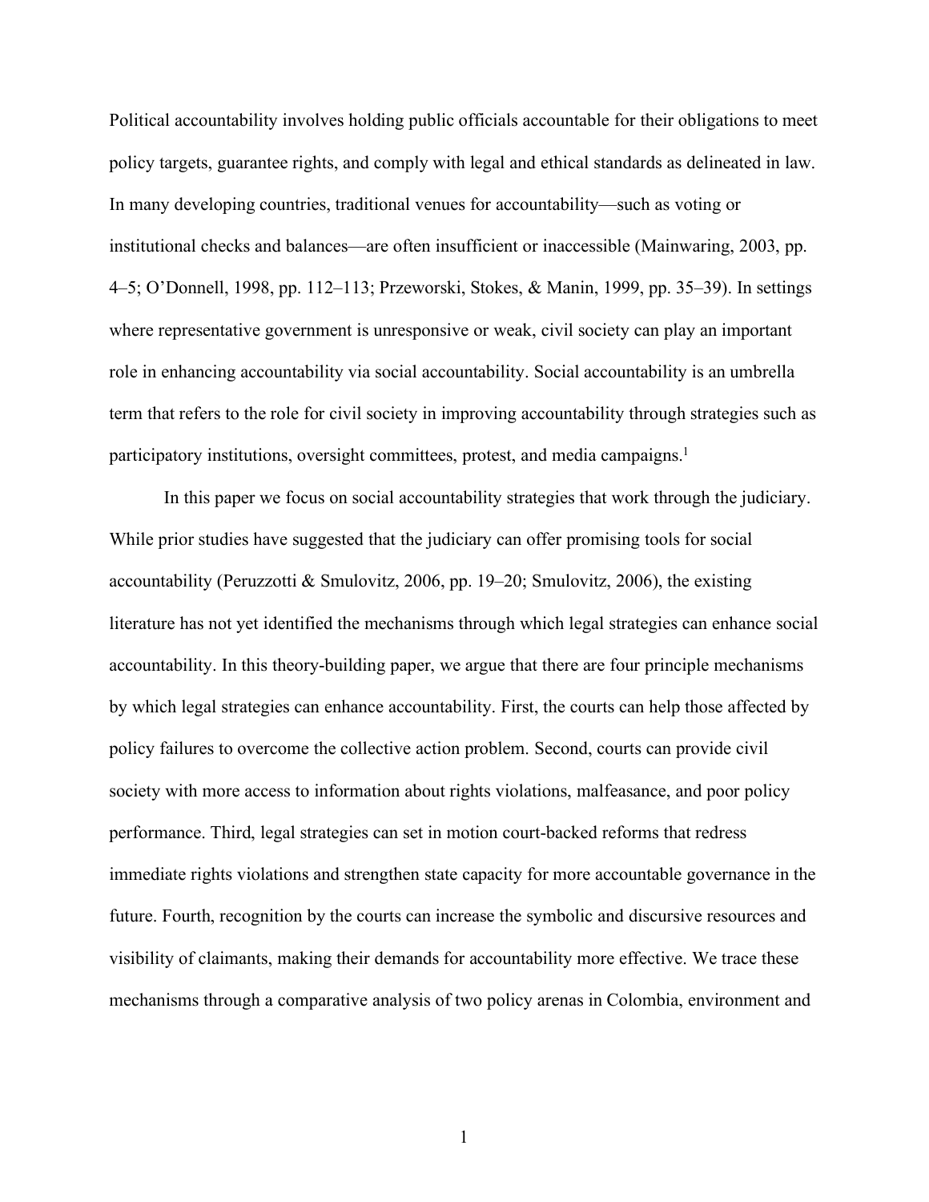Political accountability involves holding public officials accountable for their obligations to meet policy targets, guarantee rights, and comply with legal and ethical standards as delineated in law. In many developing countries, traditional venues for accountability—such as voting or institutional checks and balances—are often insufficient or inaccessible (Mainwaring, 2003, pp. 4–5; O'Donnell, 1998, pp. 112–113; Przeworski, Stokes, & Manin, 1999, pp. 35–39). In settings where representative government is unresponsive or weak, civil society can play an important role in enhancing accountability via social accountability. Social accountability is an umbrella term that refers to the role for civil society in improving accountability through strategies such as participatory institutions, oversight committees, protest, and media campaigns.[1]

In this paper we focus on social accountability strategies that work through the judiciary. While prior studies have suggested that the judiciary can offer promising tools for social accountability (Peruzzotti & Smulovitz, 2006, pp. 19–20; Smulovitz, 2006), the existing literature has not yet identified the mechanisms through which legal strategies can enhance social accountability. In this theory-building paper, we argue that there are four principle mechanisms by which legal strategies can enhance accountability. First, the courts can help those affected by policy failures to overcome the collective action problem. Second, courts can provide civil society with more access to information about rights violations, malfeasance, and poor policy performance. Third, legal strategies can set in motion court-backed reforms that redress immediate rights violations and strengthen state capacity for more accountable governance in the future. Fourth, recognition by the courts can increase the symbolic and discursive resources and visibility of claimants, making their demands for accountability more effective. We trace these mechanisms through a comparative analysis of two policy arenas in Colombia, environment and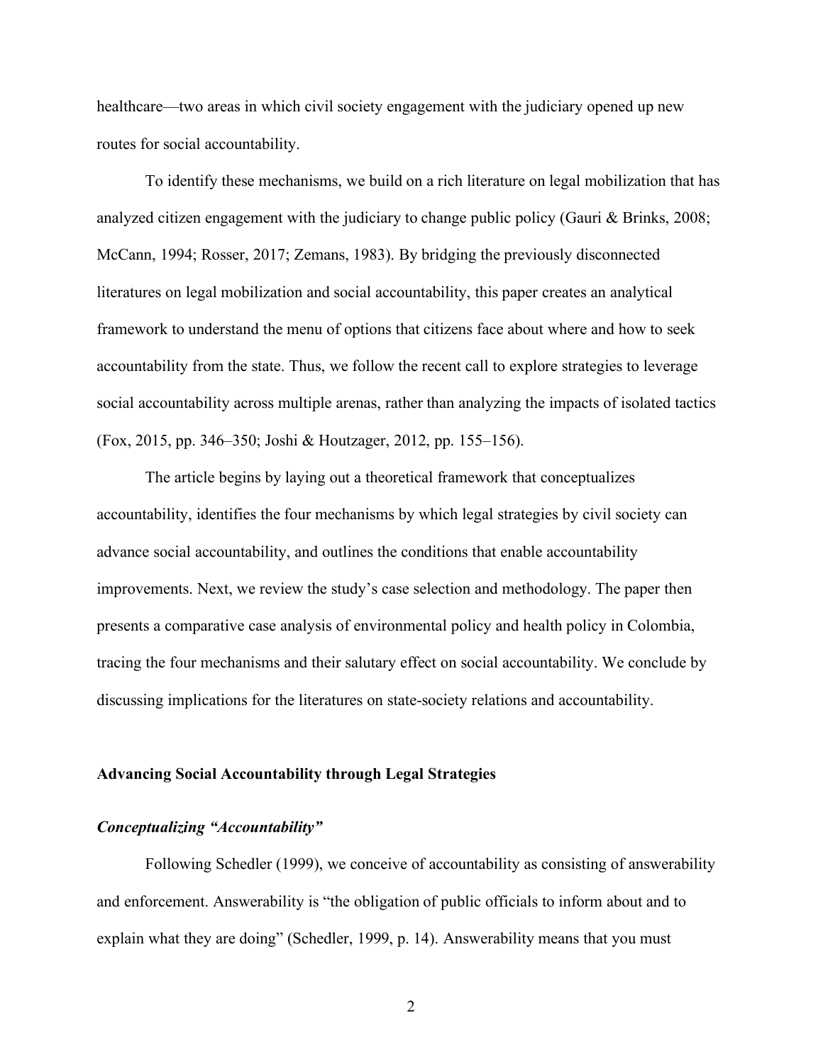healthcare—two areas in which civil society engagement with the judiciary opened up new routes for social accountability.

To identify these mechanisms, we build on a rich literature on legal mobilization that has analyzed citizen engagement with the judiciary to change public policy (Gauri & Brinks, 2008; McCann, 1994; Rosser, 2017; Zemans, 1983). By bridging the previously disconnected literatures on legal mobilization and social accountability, this paper creates an analytical framework to understand the menu of options that citizens face about where and how to seek accountability from the state. Thus, we follow the recent call to explore strategies to leverage social accountability across multiple arenas, rather than analyzing the impacts of isolated tactics (Fox, 2015, pp. 346–350; Joshi & Houtzager, 2012, pp. 155–156).

The article begins by laying out a theoretical framework that conceptualizes accountability, identifies the four mechanisms by which legal strategies by civil society can advance social accountability, and outlines the conditions that enable accountability improvements. Next, we review the study's case selection and methodology. The paper then presents a comparative case analysis of environmental policy and health policy in Colombia, tracing the four mechanisms and their salutary effect on social accountability. We conclude by discussing implications for the literatures on state-society relations and accountability.

## Advancing Social Accountability through Legal Strategies

### *Conceptualizing "Accountability"*

Following Schedler (1999), we conceive of accountability as consisting of answerability and enforcement. Answerability is "the obligation of public officials to inform about and to explain what they are doing" (Schedler, 1999, p. 14). Answerability means that you must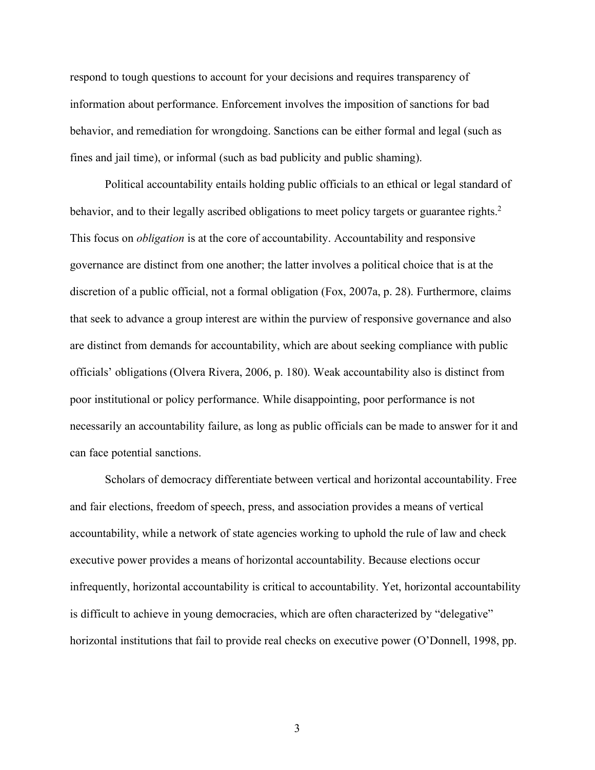respond to tough questions to account for your decisions and requires transparency of information about performance. Enforcement involves the imposition of sanctions for bad behavior, and remediation for wrongdoing. Sanctions can be either formal and legal (such as fines and jail time), or informal (such as bad publicity and public shaming).

Political accountability entails holding public officials to an ethical or legal standard of behavior, and to their legally ascribed obligations to meet policy targets or guarantee rights.[2] This focus on *obligation* is at the core of accountability. Accountability and responsive governance are distinct from one another; the latter involves a political choice that is at the discretion of a public official, not a formal obligation (Fox, 2007a, p. 28). Furthermore, claims that seek to advance a group interest are within the purview of responsive governance and also are distinct from demands for accountability, which are about seeking compliance with public officials' obligations (Olvera Rivera, 2006, p. 180). Weak accountability also is distinct from poor institutional or policy performance. While disappointing, poor performance is not necessarily an accountability failure, as long as public officials can be made to answer for it and can face potential sanctions.

Scholars of democracy differentiate between vertical and horizontal accountability. Free and fair elections, freedom of speech, press, and association provides a means of vertical accountability, while a network of state agencies working to uphold the rule of law and check executive power provides a means of horizontal accountability. Because elections occur infrequently, horizontal accountability is critical to accountability. Yet, horizontal accountability is difficult to achieve in young democracies, which are often characterized by "delegative" horizontal institutions that fail to provide real checks on executive power (O'Donnell, 1998, pp.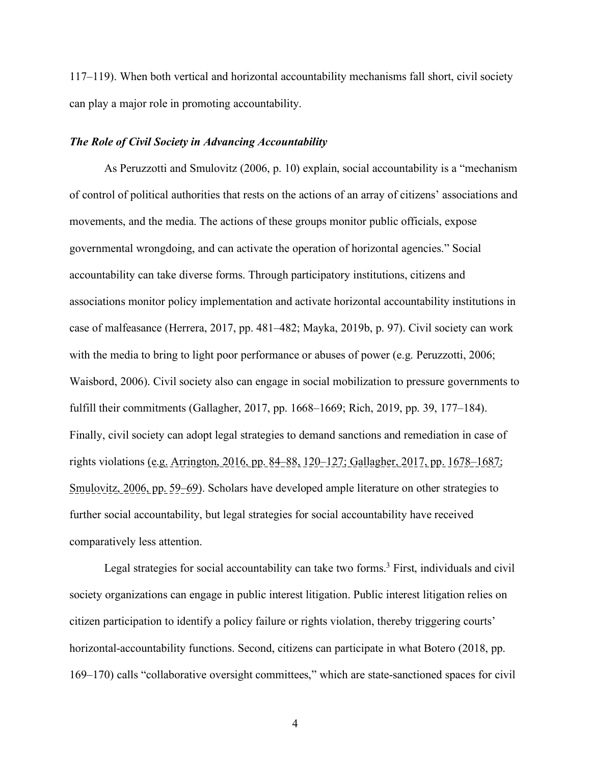117–119). When both vertical and horizontal accountability mechanisms fall short, civil society can play a major role in promoting accountability.

### *The Role of Civil Society in Advancing Accountability*

As Peruzzotti and Smulovitz (2006, p. 10) explain, social accountability is a "mechanism of control of political authorities that rests on the actions of an array of citizens' associations and movements, and the media. The actions of these groups monitor public officials, expose governmental wrongdoing, and can activate the operation of horizontal agencies." Social accountability can take diverse forms. Through participatory institutions, citizens and associations monitor policy implementation and activate horizontal accountability institutions in case of malfeasance (Herrera, 2017, pp. 481–482; Mayka, 2019b, p. 97). Civil society can work with the media to bring to light poor performance or abuses of power (e.g. Peruzzotti, 2006; Waisbord, 2006). Civil society also can engage in social mobilization to pressure governments to fulfill their commitments (Gallagher, 2017, pp. 1668–1669; Rich, 2019, pp. 39, 177–184). Finally, civil society can adopt legal strategies to demand sanctions and remediation in case of rights violations (e.g. Arrington, 2016, pp. 84–88, 120–127; Gallagher, 2017, pp. 1678–1687; Smulovitz, 2006, pp. 59–69). Scholars have developed ample literature on other strategies to further social accountability, but legal strategies for social accountability have received comparatively less attention.

Legal strategies for social accountability can take two forms.[3] First, individuals and civil society organizations can engage in public interest litigation. Public interest litigation relies on citizen participation to identify a policy failure or rights violation, thereby triggering courts' horizontal-accountability functions. Second, citizens can participate in what Botero (2018, pp. 169–170) calls "collaborative oversight committees," which are state-sanctioned spaces for civil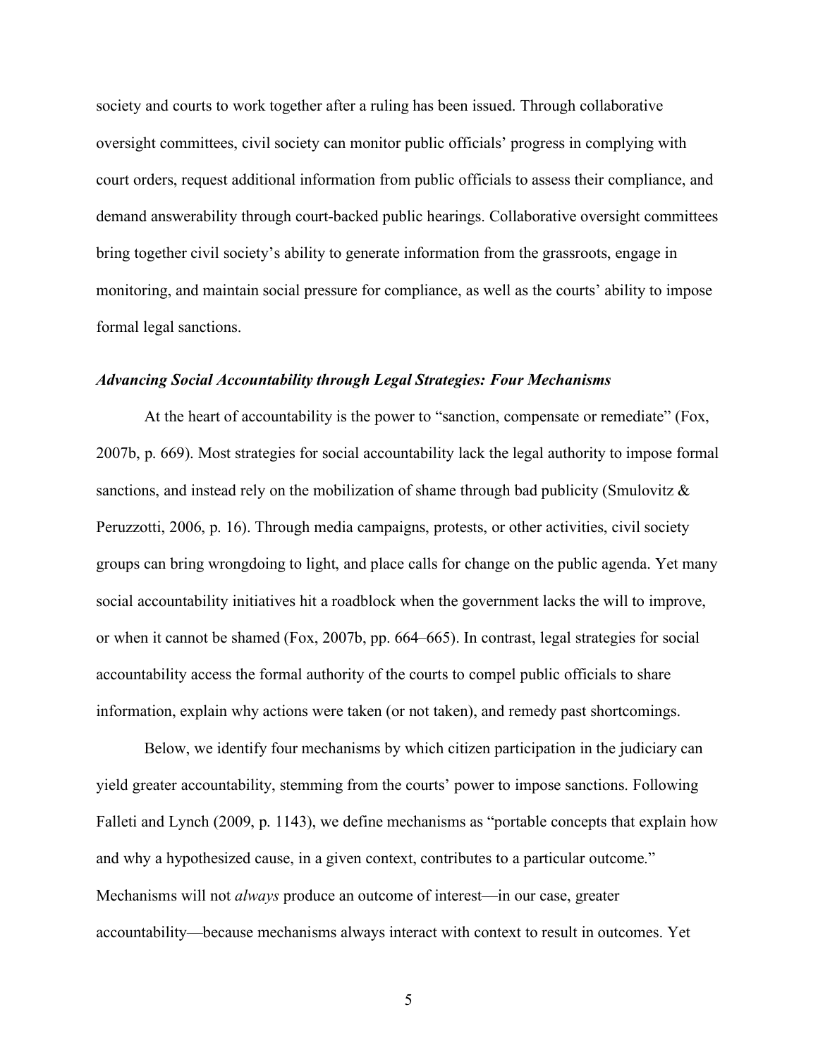society and courts to work together after a ruling has been issued. Through collaborative oversight committees, civil society can monitor public officials' progress in complying with court orders, request additional information from public officials to assess their compliance, and demand answerability through court-backed public hearings. Collaborative oversight committees bring together civil society's ability to generate information from the grassroots, engage in monitoring, and maintain social pressure for compliance, as well as the courts' ability to impose formal legal sanctions.

### *Advancing Social Accountability through Legal Strategies: Four Mechanisms*

At the heart of accountability is the power to "sanction, compensate or remediate" (Fox, 2007b, p. 669). Most strategies for social accountability lack the legal authority to impose formal sanctions, and instead rely on the mobilization of shame through bad publicity (Smulovitz & Peruzzotti, 2006, p. 16). Through media campaigns, protests, or other activities, civil society groups can bring wrongdoing to light, and place calls for change on the public agenda. Yet many social accountability initiatives hit a roadblock when the government lacks the will to improve, or when it cannot be shamed (Fox, 2007b, pp. 664–665). In contrast, legal strategies for social accountability access the formal authority of the courts to compel public officials to share information, explain why actions were taken (or not taken), and remedy past shortcomings.

Below, we identify four mechanisms by which citizen participation in the judiciary can yield greater accountability, stemming from the courts' power to impose sanctions. Following Falleti and Lynch (2009, p. 1143), we define mechanisms as "portable concepts that explain how and why a hypothesized cause, in a given context, contributes to a particular outcome." Mechanisms will not *always* produce an outcome of interest—in our case, greater accountability—because mechanisms always interact with context to result in outcomes. Yet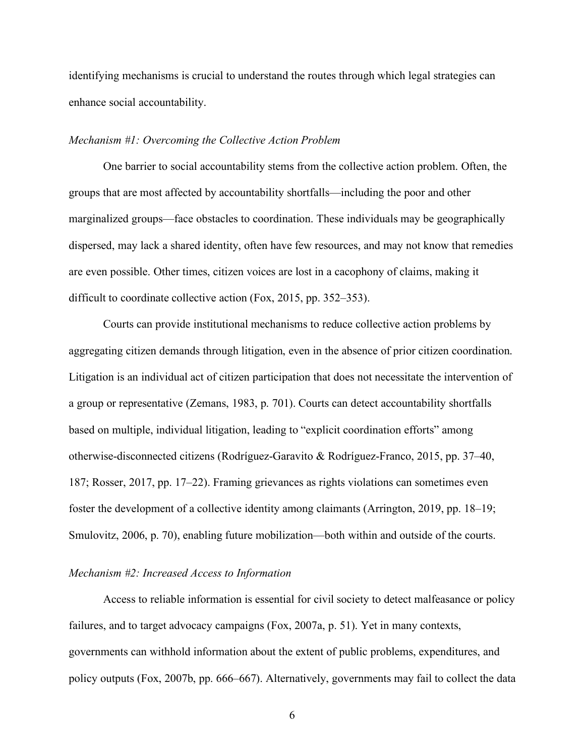identifying mechanisms is crucial to understand the routes through which legal strategies can enhance social accountability.

*Mechanism #1: Overcoming the Collective Action Problem*

One barrier to social accountability stems from the collective action problem. Often, the groups that are most affected by accountability shortfalls—including the poor and other marginalized groups—face obstacles to coordination. These individuals may be geographically dispersed, may lack a shared identity, often have few resources, and may not know that remedies are even possible. Other times, citizen voices are lost in a cacophony of claims, making it difficult to coordinate collective action (Fox, 2015, pp. 352–353).

Courts can provide institutional mechanisms to reduce collective action problems by aggregating citizen demands through litigation, even in the absence of prior citizen coordination. Litigation is an individual act of citizen participation that does not necessitate the intervention of a group or representative (Zemans, 1983, p. 701). Courts can detect accountability shortfalls based on multiple, individual litigation, leading to "explicit coordination efforts" among otherwise-disconnected citizens (Rodríguez-Garavito & Rodríguez-Franco, 2015, pp. 37–40, 187; Rosser, 2017, pp. 17–22). Framing grievances as rights violations can sometimes even foster the development of a collective identity among claimants (Arrington, 2019, pp. 18–19; Smulovitz, 2006, p. 70), enabling future mobilization—both within and outside of the courts.

*Mechanism #2: Increased Access to Information*

Access to reliable information is essential for civil society to detect malfeasance or policy failures, and to target advocacy campaigns (Fox, 2007a, p. 51). Yet in many contexts, governments can withhold information about the extent of public problems, expenditures, and policy outputs (Fox, 2007b, pp. 666–667). Alternatively, governments may fail to collect the data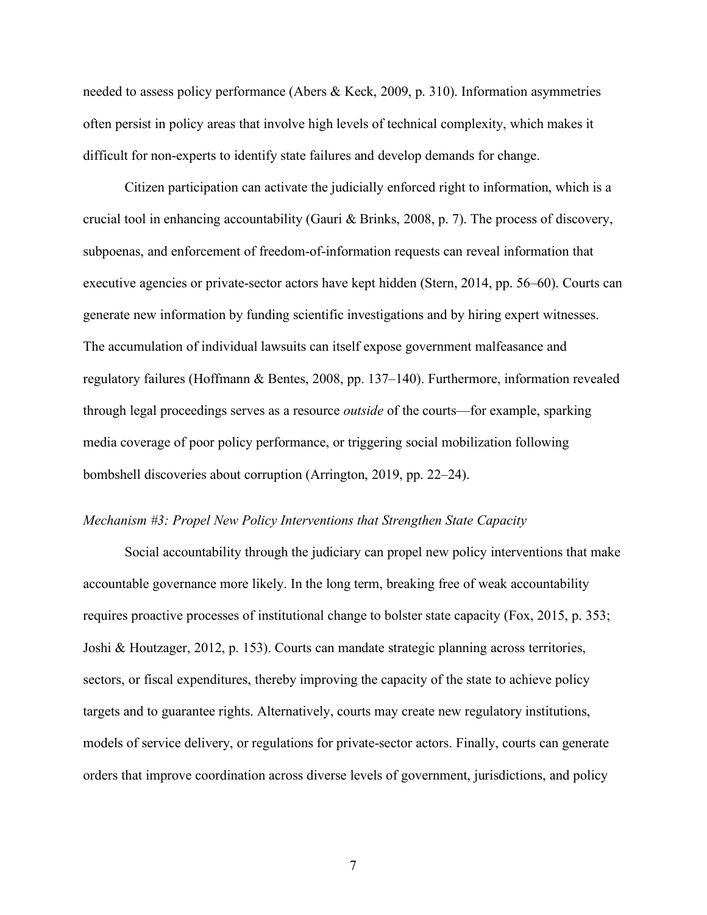needed to assess policy performance (Abers & Keck, 2009, p. 310). Information asymmetries often persist in policy areas that involve high levels of technical complexity, which makes it difficult for non-experts to identify state failures and develop demands for change.

Citizen participation can activate the judicially enforced right to information, which is a crucial tool in enhancing accountability (Gauri & Brinks, 2008, p. 7). The process of discovery, subpoenas, and enforcement of freedom-of-information requests can reveal information that executive agencies or private-sector actors have kept hidden (Stern, 2014, pp. 56–60). Courts can generate new information by funding scientific investigations and by hiring expert witnesses. The accumulation of individual lawsuits can itself expose government malfeasance and regulatory failures (Hoffmann & Bentes, 2008, pp. 137–140). Furthermore, information revealed through legal proceedings serves as a resource *outside* of the courts—for example, sparking media coverage of poor policy performance, or triggering social mobilization following bombshell discoveries about corruption (Arrington, 2019, pp. 22–24).

*Mechanism #3: Propel New Policy Interventions that Strengthen State Capacity*

Social accountability through the judiciary can propel new policy interventions that make accountable governance more likely. In the long term, breaking free of weak accountability requires proactive processes of institutional change to bolster state capacity (Fox, 2015, p. 353; Joshi & Houtzager, 2012, p. 153). Courts can mandate strategic planning across territories, sectors, or fiscal expenditures, thereby improving the capacity of the state to achieve policy targets and to guarantee rights. Alternatively, courts may create new regulatory institutions, models of service delivery, or regulations for private-sector actors. Finally, courts can generate orders that improve coordination across diverse levels of government, jurisdictions, and policy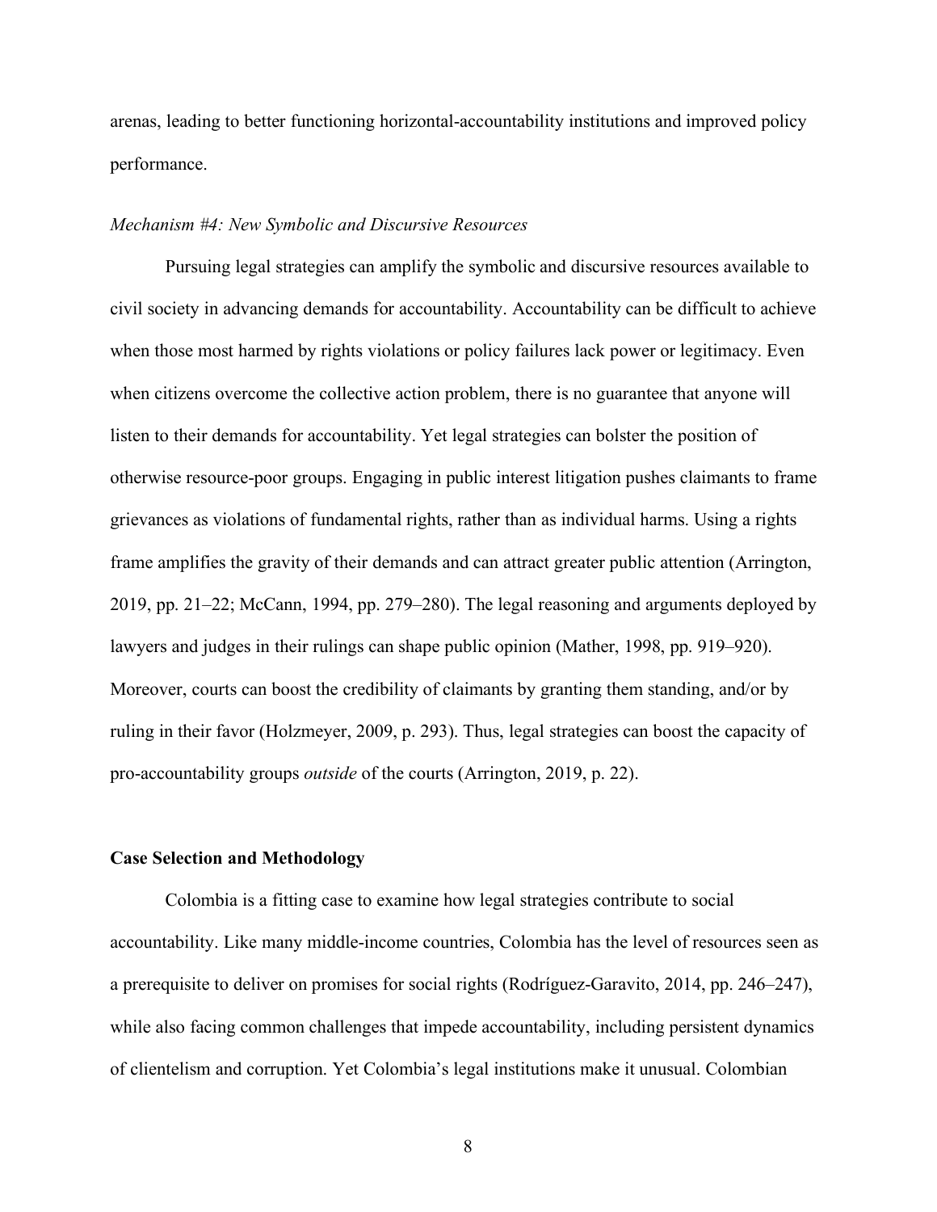arenas, leading to better functioning horizontal-accountability institutions and improved policy performance.

*Mechanism #4: New Symbolic and Discursive Resources*

Pursuing legal strategies can amplify the symbolic and discursive resources available to civil society in advancing demands for accountability. Accountability can be difficult to achieve when those most harmed by rights violations or policy failures lack power or legitimacy. Even when citizens overcome the collective action problem, there is no guarantee that anyone will listen to their demands for accountability. Yet legal strategies can bolster the position of otherwise resource-poor groups. Engaging in public interest litigation pushes claimants to frame grievances as violations of fundamental rights, rather than as individual harms. Using a rights frame amplifies the gravity of their demands and can attract greater public attention (Arrington, 2019, pp. 21–22; McCann, 1994, pp. 279–280). The legal reasoning and arguments deployed by lawyers and judges in their rulings can shape public opinion (Mather, 1998, pp. 919–920). Moreover, courts can boost the credibility of claimants by granting them standing, and/or by ruling in their favor (Holzmeyer, 2009, p. 293). Thus, legal strategies can boost the capacity of pro-accountability groups *outside* of the courts (Arrington, 2019, p. 22).

**Case Selection and Methodology**

Colombia is a fitting case to examine how legal strategies contribute to social accountability. Like many middle-income countries, Colombia has the level of resources seen as a prerequisite to deliver on promises for social rights (Rodríguez-Garavito, 2014, pp. 246–247), while also facing common challenges that impede accountability, including persistent dynamics of clientelism and corruption. Yet Colombia's legal institutions make it unusual. Colombian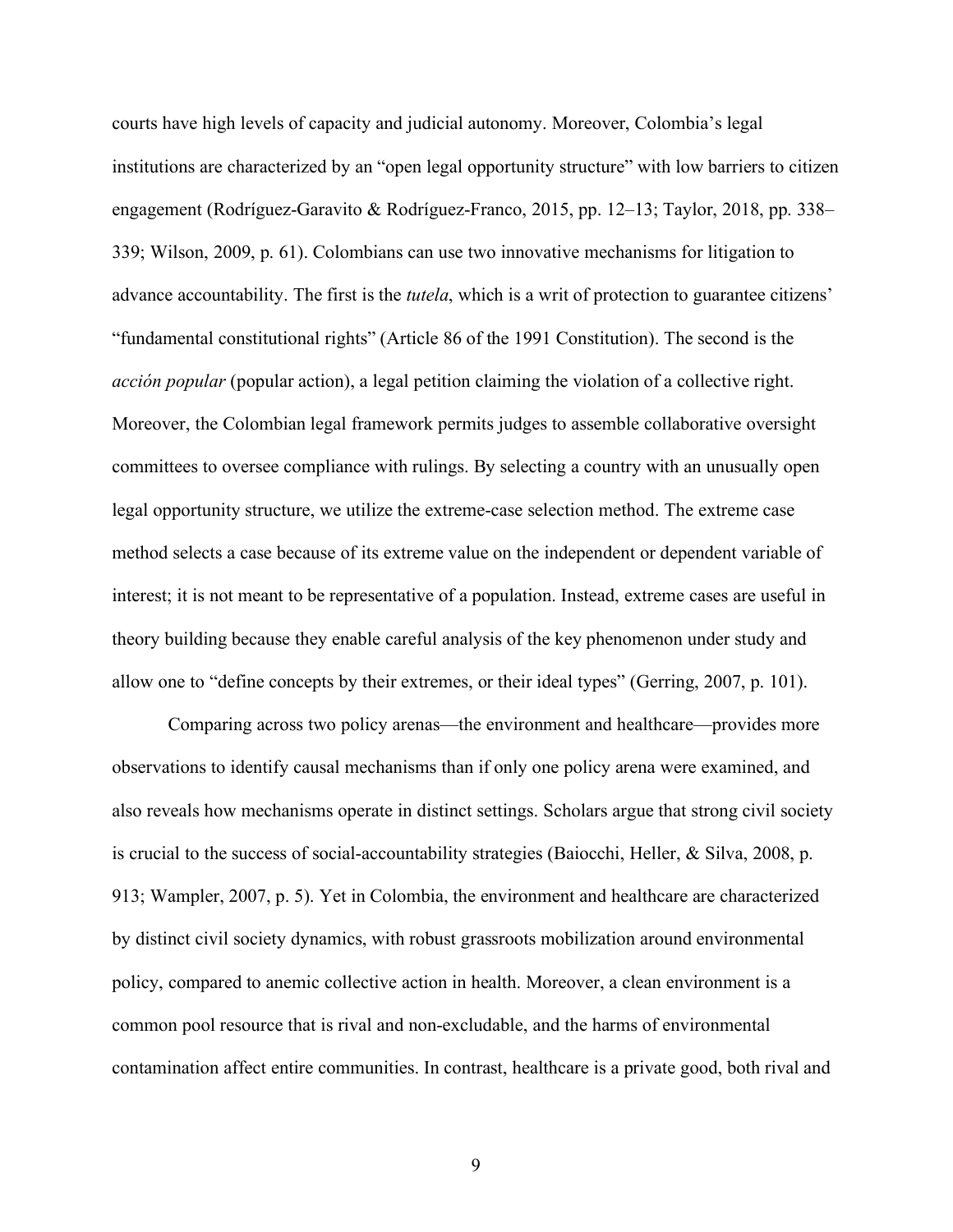courts have high levels of capacity and judicial autonomy. Moreover, Colombia's legal institutions are characterized by an "open legal opportunity structure" with low barriers to citizen engagement (Rodríguez-Garavito & Rodríguez-Franco, 2015, pp. 12–13; Taylor, 2018, pp. 338–339; Wilson, 2009, p. 61). Colombians can use two innovative mechanisms for litigation to advance accountability. The first is the *tutela*, which is a writ of protection to guarantee citizens' "fundamental constitutional rights" (Article 86 of the 1991 Constitution). The second is the *acción popular* (popular action), a legal petition claiming the violation of a collective right. Moreover, the Colombian legal framework permits judges to assemble collaborative oversight committees to oversee compliance with rulings. By selecting a country with an unusually open legal opportunity structure, we utilize the extreme-case selection method. The extreme case method selects a case because of its extreme value on the independent or dependent variable of interest; it is not meant to be representative of a population. Instead, extreme cases are useful in theory building because they enable careful analysis of the key phenomenon under study and allow one to "define concepts by their extremes, or their ideal types" (Gerring, 2007, p. 101).

Comparing across two policy arenas—the environment and healthcare—provides more observations to identify causal mechanisms than if only one policy arena were examined, and also reveals how mechanisms operate in distinct settings. Scholars argue that strong civil society is crucial to the success of social-accountability strategies (Baiocchi, Heller, & Silva, 2008, p. 913; Wampler, 2007, p. 5). Yet in Colombia, the environment and healthcare are characterized by distinct civil society dynamics, with robust grassroots mobilization around environmental policy, compared to anemic collective action in health. Moreover, a clean environment is a common pool resource that is rival and non-excludable, and the harms of environmental contamination affect entire communities. In contrast, healthcare is a private good, both rival and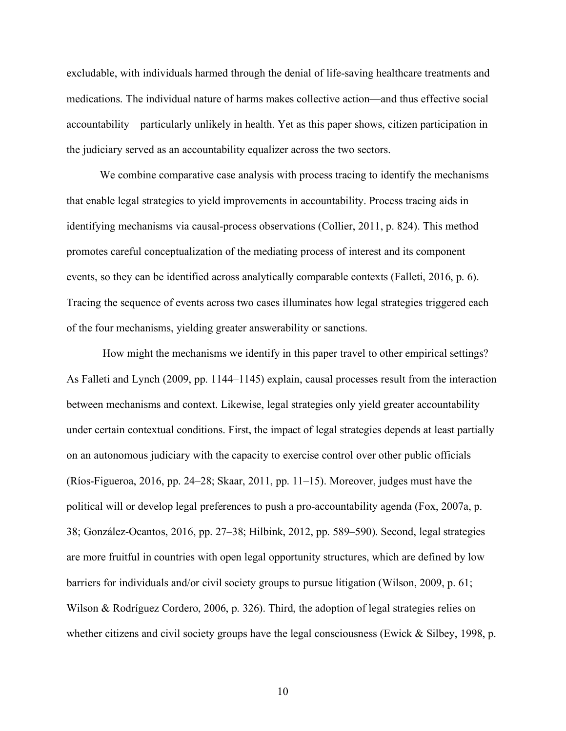excludable, with individuals harmed through the denial of life-saving healthcare treatments and medications. The individual nature of harms makes collective action—and thus effective social accountability—particularly unlikely in health. Yet as this paper shows, citizen participation in the judiciary served as an accountability equalizer across the two sectors.

We combine comparative case analysis with process tracing to identify the mechanisms that enable legal strategies to yield improvements in accountability. Process tracing aids in identifying mechanisms via causal-process observations (Collier, 2011, p. 824). This method promotes careful conceptualization of the mediating process of interest and its component events, so they can be identified across analytically comparable contexts (Falleti, 2016, p. 6). Tracing the sequence of events across two cases illuminates how legal strategies triggered each of the four mechanisms, yielding greater answerability or sanctions.

How might the mechanisms we identify in this paper travel to other empirical settings? As Falleti and Lynch (2009, pp. 1144–1145) explain, causal processes result from the interaction between mechanisms and context. Likewise, legal strategies only yield greater accountability under certain contextual conditions. First, the impact of legal strategies depends at least partially on an autonomous judiciary with the capacity to exercise control over other public officials (Ríos-Figueroa, 2016, pp. 24–28; Skaar, 2011, pp. 11–15). Moreover, judges must have the political will or develop legal preferences to push a pro-accountability agenda (Fox, 2007a, p. 38; González-Ocantos, 2016, pp. 27–38; Hilbink, 2012, pp. 589–590). Second, legal strategies are more fruitful in countries with open legal opportunity structures, which are defined by low barriers for individuals and/or civil society groups to pursue litigation (Wilson, 2009, p. 61; Wilson & Rodríguez Cordero, 2006, p. 326). Third, the adoption of legal strategies relies on whether citizens and civil society groups have the legal consciousness (Ewick & Silbey, 1998, p.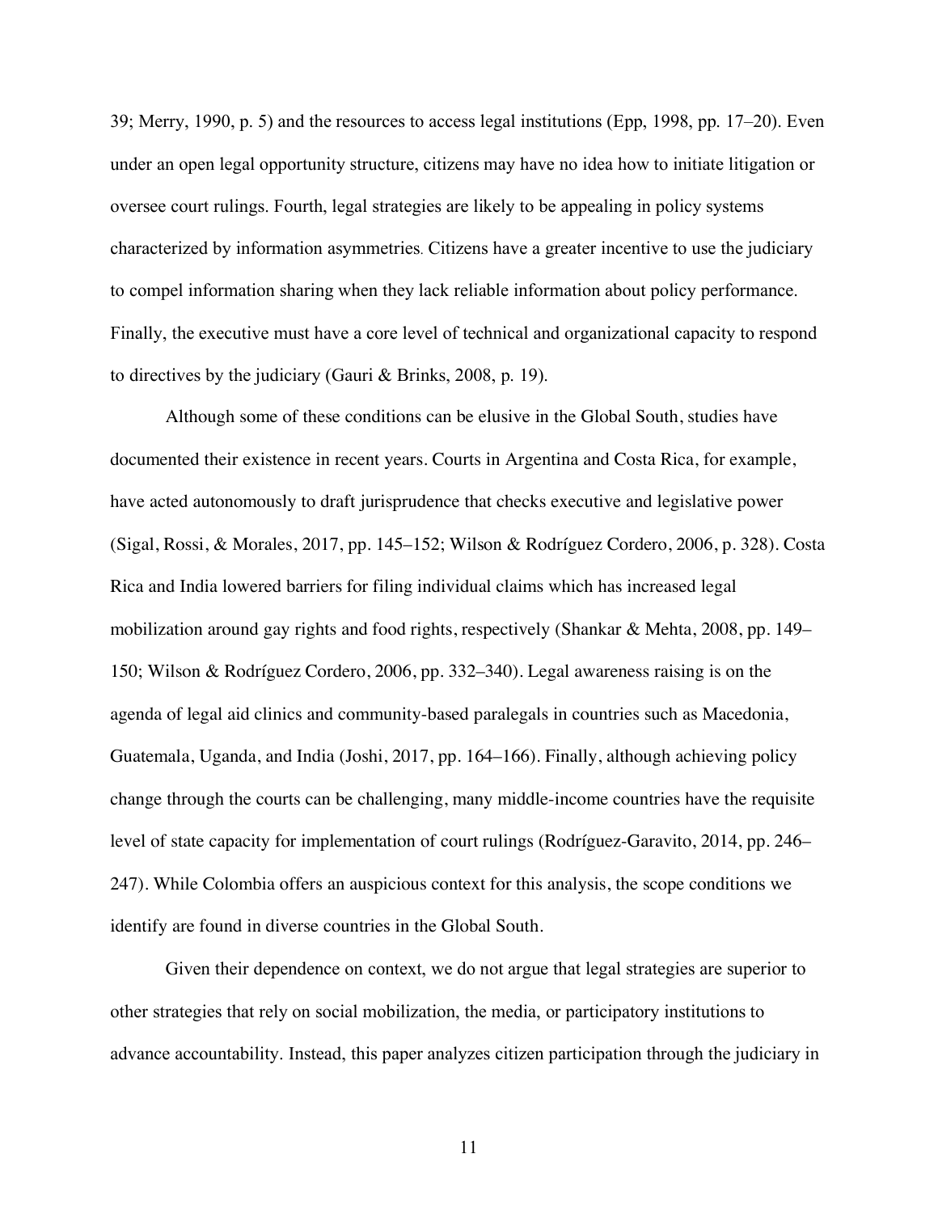39; Merry, 1990, p. 5) and the resources to access legal institutions (Epp, 1998, pp. 17–20). Even under an open legal opportunity structure, citizens may have no idea how to initiate litigation or oversee court rulings. Fourth, legal strategies are likely to be appealing in policy systems characterized by information asymmetries. Citizens have a greater incentive to use the judiciary to compel information sharing when they lack reliable information about policy performance. Finally, the executive must have a core level of technical and organizational capacity to respond to directives by the judiciary (Gauri & Brinks, 2008, p. 19).

Although some of these conditions can be elusive in the Global South, studies have documented their existence in recent years. Courts in Argentina and Costa Rica, for example, have acted autonomously to draft jurisprudence that checks executive and legislative power (Sigal, Rossi, & Morales, 2017, pp. 145–152; Wilson & Rodríguez Cordero, 2006, p. 328). Costa Rica and India lowered barriers for filing individual claims which has increased legal mobilization around gay rights and food rights, respectively (Shankar & Mehta, 2008, pp. 149–150; Wilson & Rodríguez Cordero, 2006, pp. 332–340). Legal awareness raising is on the agenda of legal aid clinics and community-based paralegals in countries such as Macedonia, Guatemala, Uganda, and India (Joshi, 2017, pp. 164–166). Finally, although achieving policy change through the courts can be challenging, many middle-income countries have the requisite level of state capacity for implementation of court rulings (Rodríguez-Garavito, 2014, pp. 246–247). While Colombia offers an auspicious context for this analysis, the scope conditions we identify are found in diverse countries in the Global South.

Given their dependence on context, we do not argue that legal strategies are superior to other strategies that rely on social mobilization, the media, or participatory institutions to advance accountability. Instead, this paper analyzes citizen participation through the judiciary in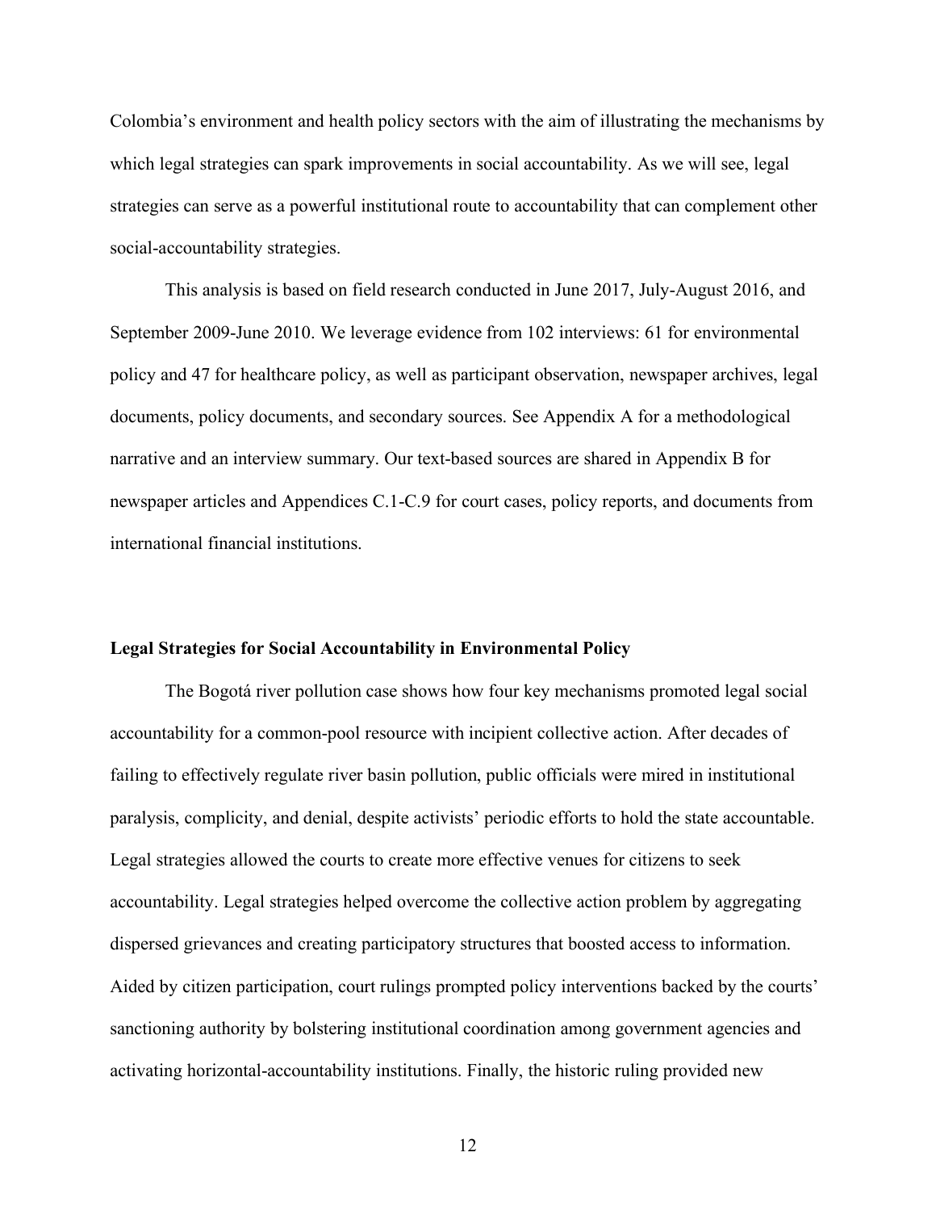Colombia's environment and health policy sectors with the aim of illustrating the mechanisms by which legal strategies can spark improvements in social accountability. As we will see, legal strategies can serve as a powerful institutional route to accountability that can complement other social-accountability strategies.

This analysis is based on field research conducted in June 2017, July-August 2016, and September 2009-June 2010. We leverage evidence from 102 interviews: 61 for environmental policy and 47 for healthcare policy, as well as participant observation, newspaper archives, legal documents, policy documents, and secondary sources. See Appendix A for a methodological narrative and an interview summary. Our text-based sources are shared in Appendix B for newspaper articles and Appendices C.1-C.9 for court cases, policy reports, and documents from international financial institutions.

## Legal Strategies for Social Accountability in Environmental Policy

The Bogotá river pollution case shows how four key mechanisms promoted legal social accountability for a common-pool resource with incipient collective action. After decades of failing to effectively regulate river basin pollution, public officials were mired in institutional paralysis, complicity, and denial, despite activists' periodic efforts to hold the state accountable. Legal strategies allowed the courts to create more effective venues for citizens to seek accountability. Legal strategies helped overcome the collective action problem by aggregating dispersed grievances and creating participatory structures that boosted access to information. Aided by citizen participation, court rulings prompted policy interventions backed by the courts' sanctioning authority by bolstering institutional coordination among government agencies and activating horizontal-accountability institutions. Finally, the historic ruling provided new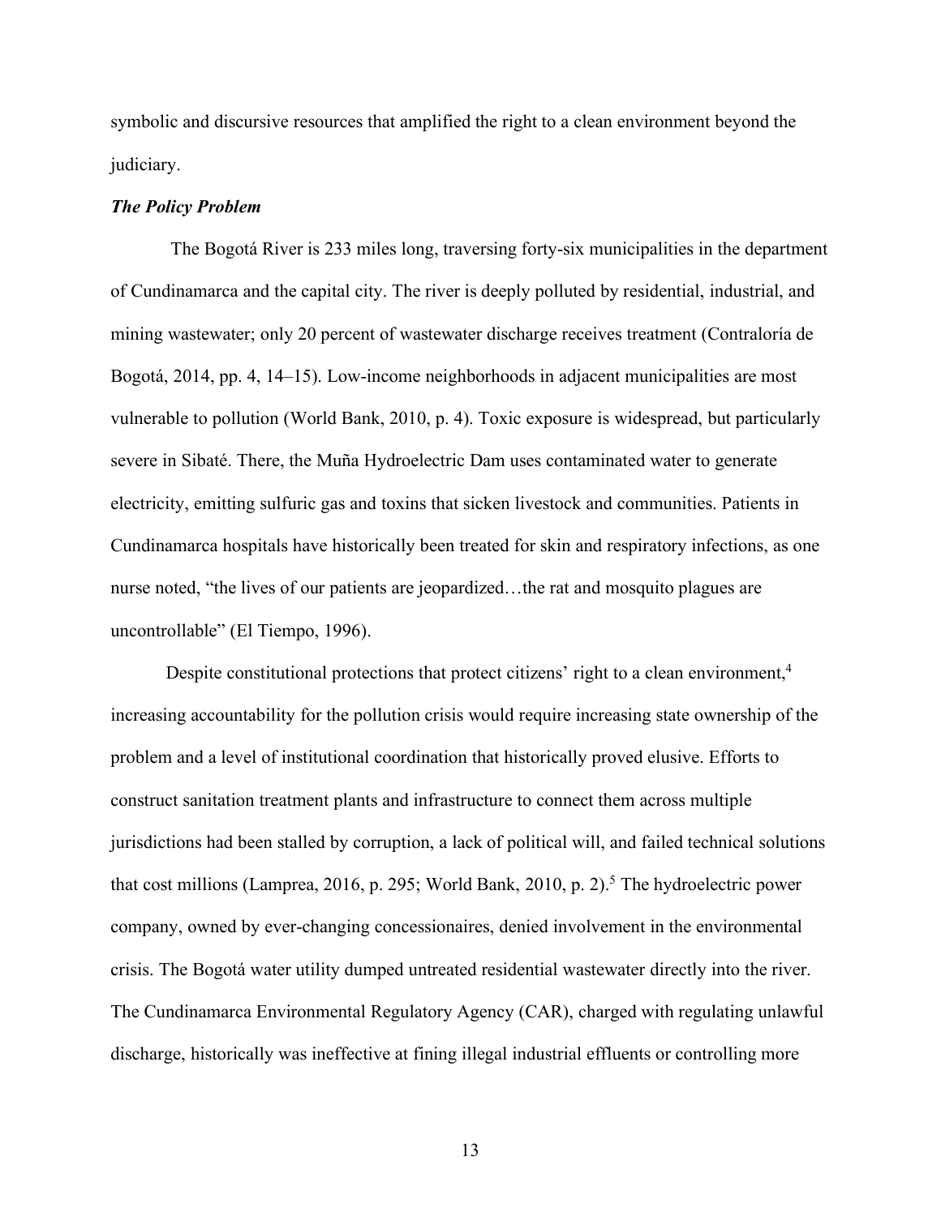symbolic and discursive resources that amplified the right to a clean environment beyond the judiciary.

### *The Policy Problem*

The Bogotá River is 233 miles long, traversing forty-six municipalities in the department of Cundinamarca and the capital city. The river is deeply polluted by residential, industrial, and mining wastewater; only 20 percent of wastewater discharge receives treatment (Contraloría de Bogotá, 2014, pp. 4, 14–15). Low-income neighborhoods in adjacent municipalities are most vulnerable to pollution (World Bank, 2010, p. 4). Toxic exposure is widespread, but particularly severe in Sibaté. There, the Muña Hydroelectric Dam uses contaminated water to generate electricity, emitting sulfuric gas and toxins that sicken livestock and communities. Patients in Cundinamarca hospitals have historically been treated for skin and respiratory infections, as one nurse noted, "the lives of our patients are jeopardized…the rat and mosquito plagues are uncontrollable" (El Tiempo, 1996).

Despite constitutional protections that protect citizens' right to a clean environment,[4] increasing accountability for the pollution crisis would require increasing state ownership of the problem and a level of institutional coordination that historically proved elusive. Efforts to construct sanitation treatment plants and infrastructure to connect them across multiple jurisdictions had been stalled by corruption, a lack of political will, and failed technical solutions that cost millions (Lamprea, 2016, p. 295; World Bank, 2010, p. 2).[5] The hydroelectric power company, owned by ever-changing concessionaires, denied involvement in the environmental crisis. The Bogotá water utility dumped untreated residential wastewater directly into the river. The Cundinamarca Environmental Regulatory Agency (CAR), charged with regulating unlawful discharge, historically was ineffective at fining illegal industrial effluents or controlling more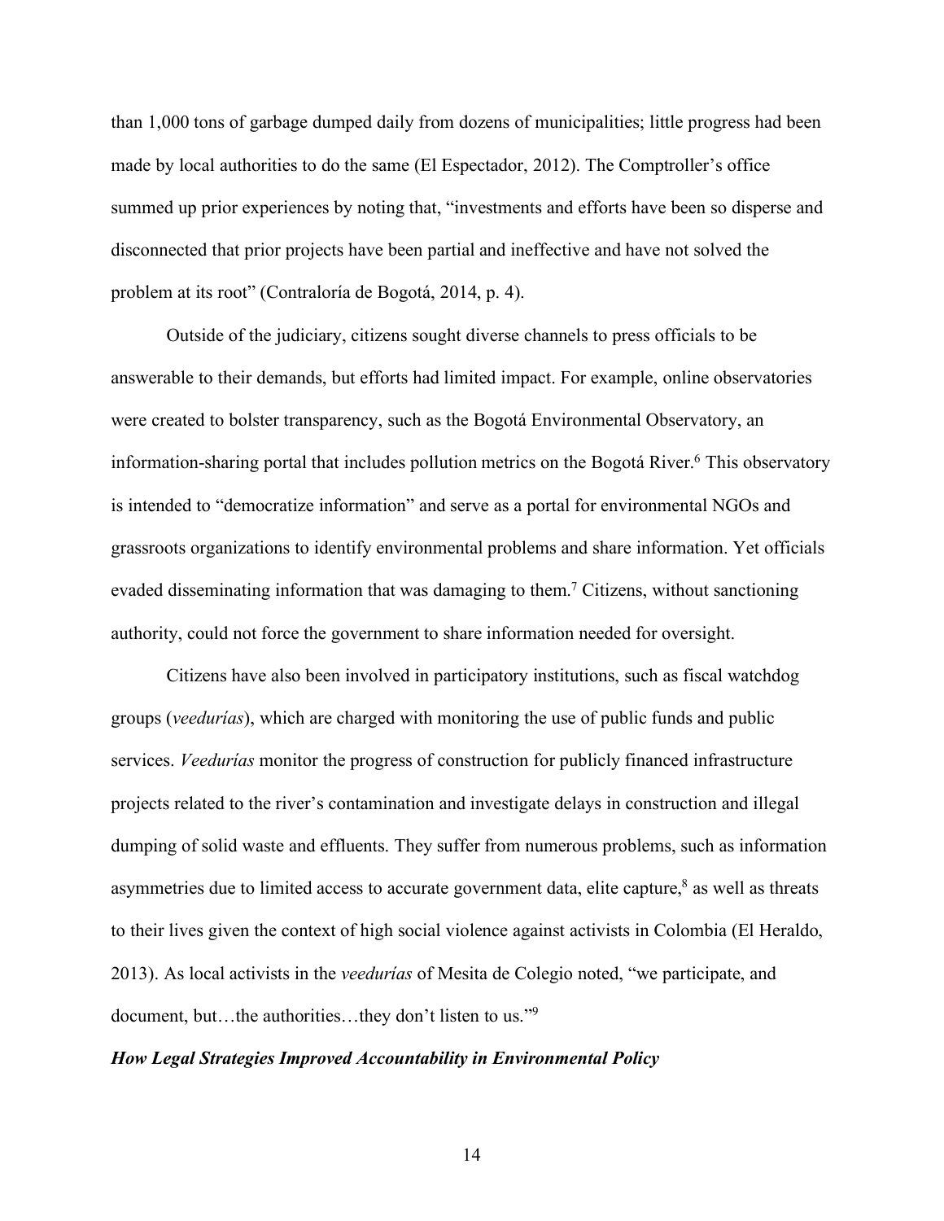than 1,000 tons of garbage dumped daily from dozens of municipalities; little progress had been made by local authorities to do the same (El Espectador, 2012). The Comptroller's office summed up prior experiences by noting that, "investments and efforts have been so disperse and disconnected that prior projects have been partial and ineffective and have not solved the problem at its root" (Contraloría de Bogotá, 2014, p. 4).

Outside of the judiciary, citizens sought diverse channels to press officials to be answerable to their demands, but efforts had limited impact. For example, online observatories were created to bolster transparency, such as the Bogotá Environmental Observatory, an information-sharing portal that includes pollution metrics on the Bogotá River.[6] This observatory is intended to "democratize information" and serve as a portal for environmental NGOs and grassroots organizations to identify environmental problems and share information. Yet officials evaded disseminating information that was damaging to them.[7] Citizens, without sanctioning authority, could not force the government to share information needed for oversight.

Citizens have also been involved in participatory institutions, such as fiscal watchdog groups (*veedurías*), which are charged with monitoring the use of public funds and public services. *Veedurías* monitor the progress of construction for publicly financed infrastructure projects related to the river's contamination and investigate delays in construction and illegal dumping of solid waste and effluents. They suffer from numerous problems, such as information asymmetries due to limited access to accurate government data, elite capture,[8] as well as threats to their lives given the context of high social violence against activists in Colombia (El Heraldo, 2013). As local activists in the *veedurías* of Mesita de Colegio noted, "we participate, and document, but…the authorities…they don't listen to us."[9]

***How Legal Strategies Improved Accountability in Environmental Policy***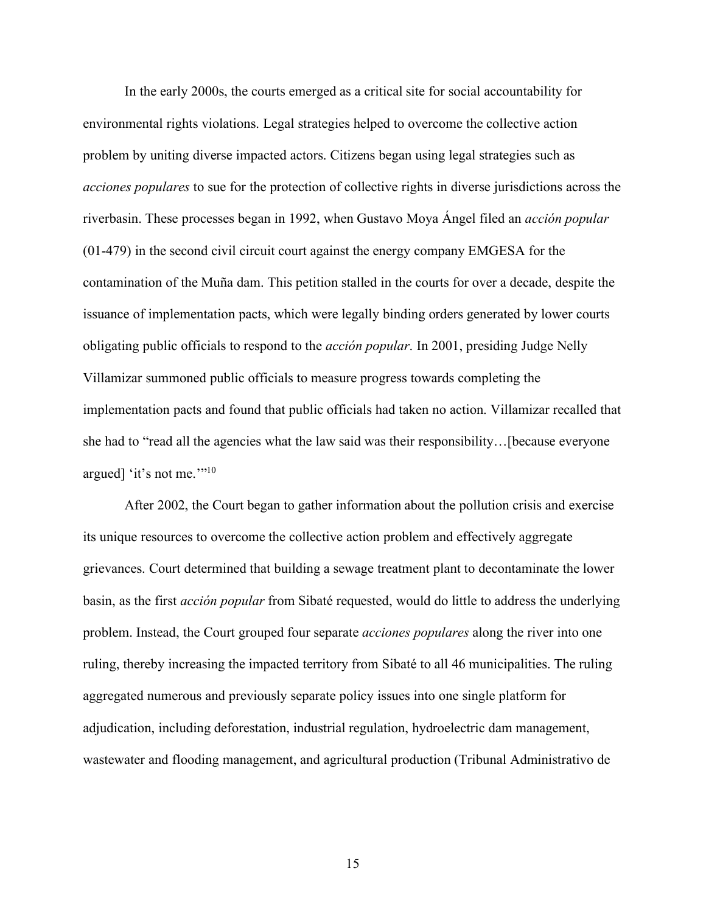In the early 2000s, the courts emerged as a critical site for social accountability for environmental rights violations. Legal strategies helped to overcome the collective action problem by uniting diverse impacted actors. Citizens began using legal strategies such as *acciones populares* to sue for the protection of collective rights in diverse jurisdictions across the riverbasin. These processes began in 1992, when Gustavo Moya Ángel filed an *acción popular* (01-479) in the second civil circuit court against the energy company EMGESA for the contamination of the Muña dam. This petition stalled in the courts for over a decade, despite the issuance of implementation pacts, which were legally binding orders generated by lower courts obligating public officials to respond to the *acción popular*. In 2001, presiding Judge Nelly Villamizar summoned public officials to measure progress towards completing the implementation pacts and found that public officials had taken no action. Villamizar recalled that she had to "read all the agencies what the law said was their responsibility…[because everyone argued] 'it's not me.'"[10]

After 2002, the Court began to gather information about the pollution crisis and exercise its unique resources to overcome the collective action problem and effectively aggregate grievances. Court determined that building a sewage treatment plant to decontaminate the lower basin, as the first *acción popular* from Sibaté requested, would do little to address the underlying problem. Instead, the Court grouped four separate *acciones populares* along the river into one ruling, thereby increasing the impacted territory from Sibaté to all 46 municipalities. The ruling aggregated numerous and previously separate policy issues into one single platform for adjudication, including deforestation, industrial regulation, hydroelectric dam management, wastewater and flooding management, and agricultural production (Tribunal Administrativo de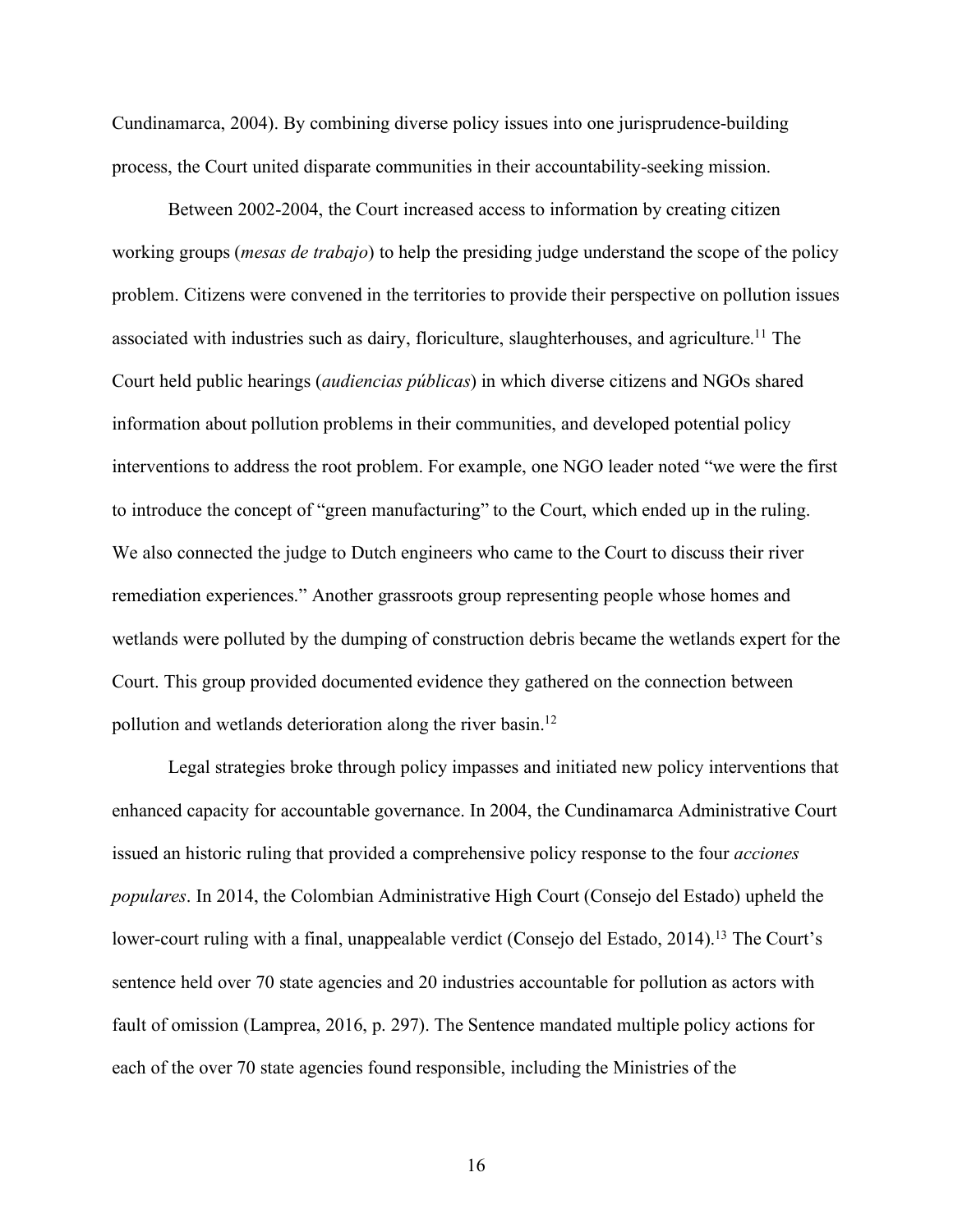Cundinamarca, 2004). By combining diverse policy issues into one jurisprudence-building process, the Court united disparate communities in their accountability-seeking mission.

Between 2002-2004, the Court increased access to information by creating citizen working groups (*mesas de trabajo*) to help the presiding judge understand the scope of the policy problem. Citizens were convened in the territories to provide their perspective on pollution issues associated with industries such as dairy, floriculture, slaughterhouses, and agriculture.[11] The Court held public hearings (*audiencias públicas*) in which diverse citizens and NGOs shared information about pollution problems in their communities, and developed potential policy interventions to address the root problem. For example, one NGO leader noted "we were the first to introduce the concept of "green manufacturing" to the Court, which ended up in the ruling. We also connected the judge to Dutch engineers who came to the Court to discuss their river remediation experiences." Another grassroots group representing people whose homes and wetlands were polluted by the dumping of construction debris became the wetlands expert for the Court. This group provided documented evidence they gathered on the connection between pollution and wetlands deterioration along the river basin.[12]

Legal strategies broke through policy impasses and initiated new policy interventions that enhanced capacity for accountable governance. In 2004, the Cundinamarca Administrative Court issued an historic ruling that provided a comprehensive policy response to the four *acciones populares*. In 2014, the Colombian Administrative High Court (Consejo del Estado) upheld the lower-court ruling with a final, unappealable verdict (Consejo del Estado, 2014).[13] The Court's sentence held over 70 state agencies and 20 industries accountable for pollution as actors with fault of omission (Lamprea, 2016, p. 297). The Sentence mandated multiple policy actions for each of the over 70 state agencies found responsible, including the Ministries of the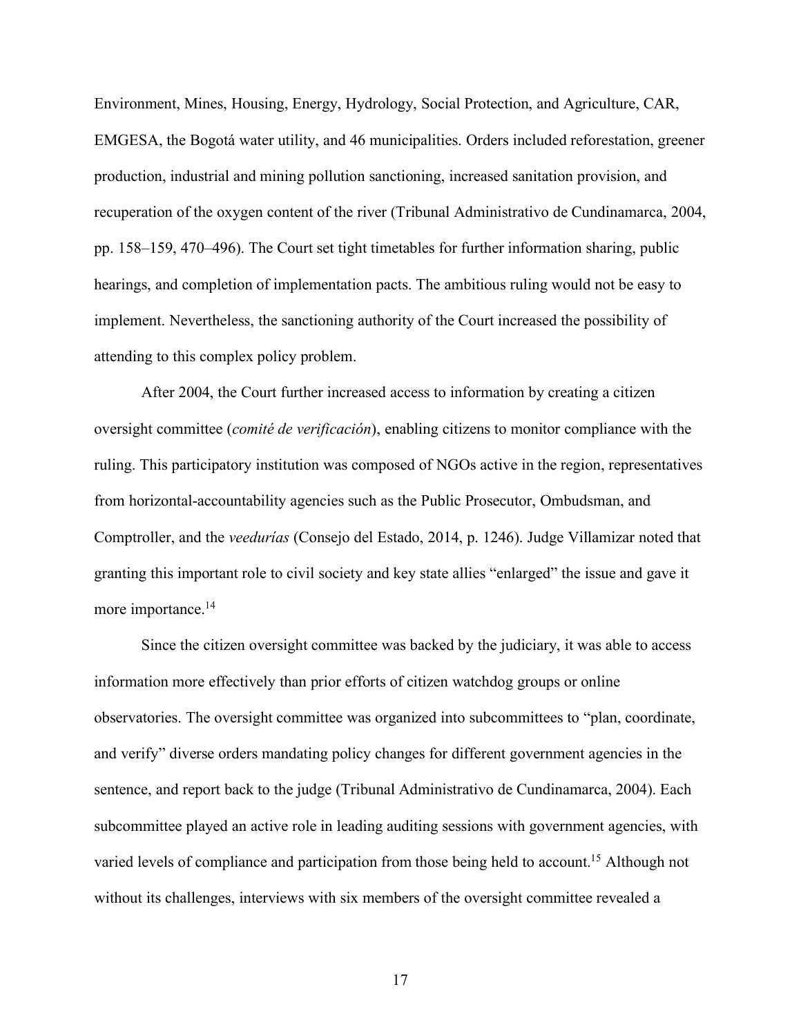Environment, Mines, Housing, Energy, Hydrology, Social Protection, and Agriculture, CAR, EMGESA, the Bogotá water utility, and 46 municipalities. Orders included reforestation, greener production, industrial and mining pollution sanctioning, increased sanitation provision, and recuperation of the oxygen content of the river (Tribunal Administrativo de Cundinamarca, 2004, pp. 158–159, 470–496). The Court set tight timetables for further information sharing, public hearings, and completion of implementation pacts. The ambitious ruling would not be easy to implement. Nevertheless, the sanctioning authority of the Court increased the possibility of attending to this complex policy problem.

After 2004, the Court further increased access to information by creating a citizen oversight committee (*comité de verificación*), enabling citizens to monitor compliance with the ruling. This participatory institution was composed of NGOs active in the region, representatives from horizontal-accountability agencies such as the Public Prosecutor, Ombudsman, and Comptroller, and the *veedurías* (Consejo del Estado, 2014, p. 1246). Judge Villamizar noted that granting this important role to civil society and key state allies "enlarged" the issue and gave it more importance.[14]

Since the citizen oversight committee was backed by the judiciary, it was able to access information more effectively than prior efforts of citizen watchdog groups or online observatories. The oversight committee was organized into subcommittees to "plan, coordinate, and verify" diverse orders mandating policy changes for different government agencies in the sentence, and report back to the judge (Tribunal Administrativo de Cundinamarca, 2004). Each subcommittee played an active role in leading auditing sessions with government agencies, with varied levels of compliance and participation from those being held to account.[15] Although not without its challenges, interviews with six members of the oversight committee revealed a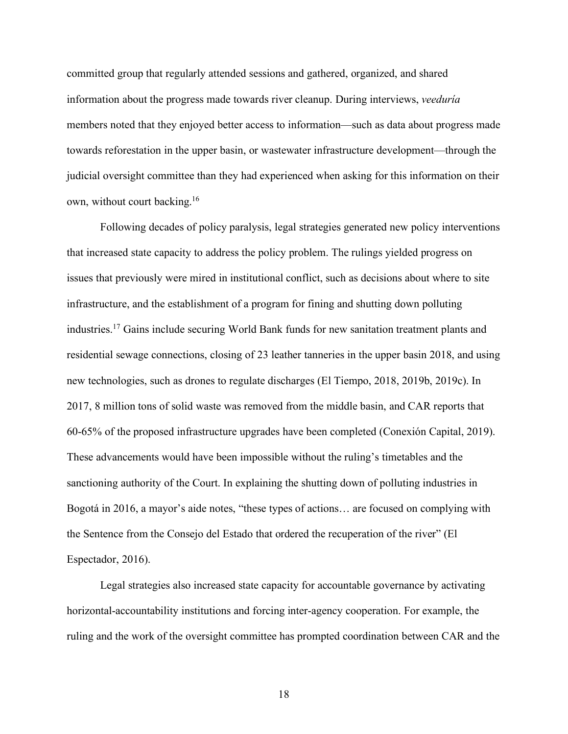committed group that regularly attended sessions and gathered, organized, and shared information about the progress made towards river cleanup. During interviews, *veeduría* members noted that they enjoyed better access to information—such as data about progress made towards reforestation in the upper basin, or wastewater infrastructure development—through the judicial oversight committee than they had experienced when asking for this information on their own, without court backing.[16]

Following decades of policy paralysis, legal strategies generated new policy interventions that increased state capacity to address the policy problem. The rulings yielded progress on issues that previously were mired in institutional conflict, such as decisions about where to site infrastructure, and the establishment of a program for fining and shutting down polluting industries.[17] Gains include securing World Bank funds for new sanitation treatment plants and residential sewage connections, closing of 23 leather tanneries in the upper basin 2018, and using new technologies, such as drones to regulate discharges (El Tiempo, 2018, 2019b, 2019c). In 2017, 8 million tons of solid waste was removed from the middle basin, and CAR reports that 60-65% of the proposed infrastructure upgrades have been completed (Conexión Capital, 2019). These advancements would have been impossible without the ruling's timetables and the sanctioning authority of the Court. In explaining the shutting down of polluting industries in Bogotá in 2016, a mayor's aide notes, "these types of actions… are focused on complying with the Sentence from the Consejo del Estado that ordered the recuperation of the river" (El Espectador, 2016).

Legal strategies also increased state capacity for accountable governance by activating horizontal-accountability institutions and forcing inter-agency cooperation. For example, the ruling and the work of the oversight committee has prompted coordination between CAR and the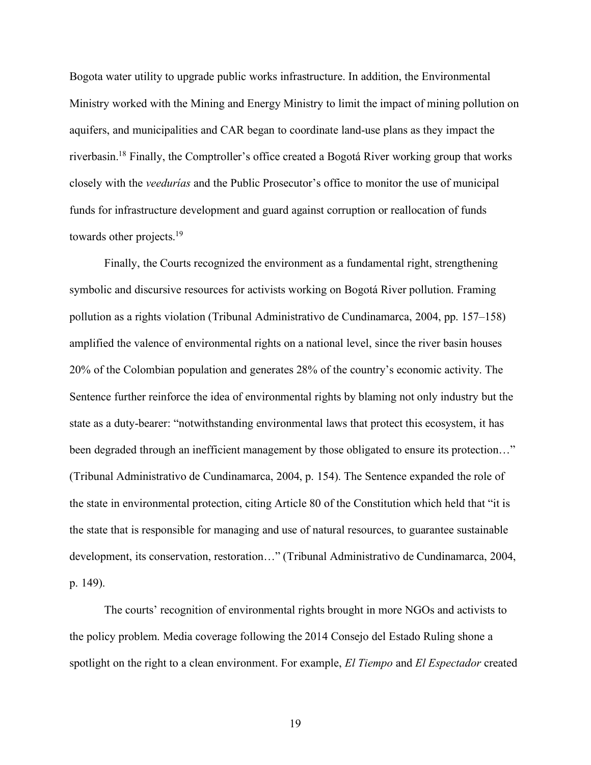Bogota water utility to upgrade public works infrastructure. In addition, the Environmental Ministry worked with the Mining and Energy Ministry to limit the impact of mining pollution on aquifers, and municipalities and CAR began to coordinate land-use plans as they impact the riverbasin.[18] Finally, the Comptroller's office created a Bogotá River working group that works closely with the *veedurías* and the Public Prosecutor's office to monitor the use of municipal funds for infrastructure development and guard against corruption or reallocation of funds towards other projects.[19]

Finally, the Courts recognized the environment as a fundamental right, strengthening symbolic and discursive resources for activists working on Bogotá River pollution. Framing pollution as a rights violation (Tribunal Administrativo de Cundinamarca, 2004, pp. 157–158) amplified the valence of environmental rights on a national level, since the river basin houses 20% of the Colombian population and generates 28% of the country's economic activity. The Sentence further reinforce the idea of environmental rights by blaming not only industry but the state as a duty-bearer: "notwithstanding environmental laws that protect this ecosystem, it has been degraded through an inefficient management by those obligated to ensure its protection…" (Tribunal Administrativo de Cundinamarca, 2004, p. 154). The Sentence expanded the role of the state in environmental protection, citing Article 80 of the Constitution which held that "it is the state that is responsible for managing and use of natural resources, to guarantee sustainable development, its conservation, restoration…" (Tribunal Administrativo de Cundinamarca, 2004, p. 149).

The courts' recognition of environmental rights brought in more NGOs and activists to the policy problem. Media coverage following the 2014 Consejo del Estado Ruling shone a spotlight on the right to a clean environment. For example, *El Tiempo* and *El Espectador* created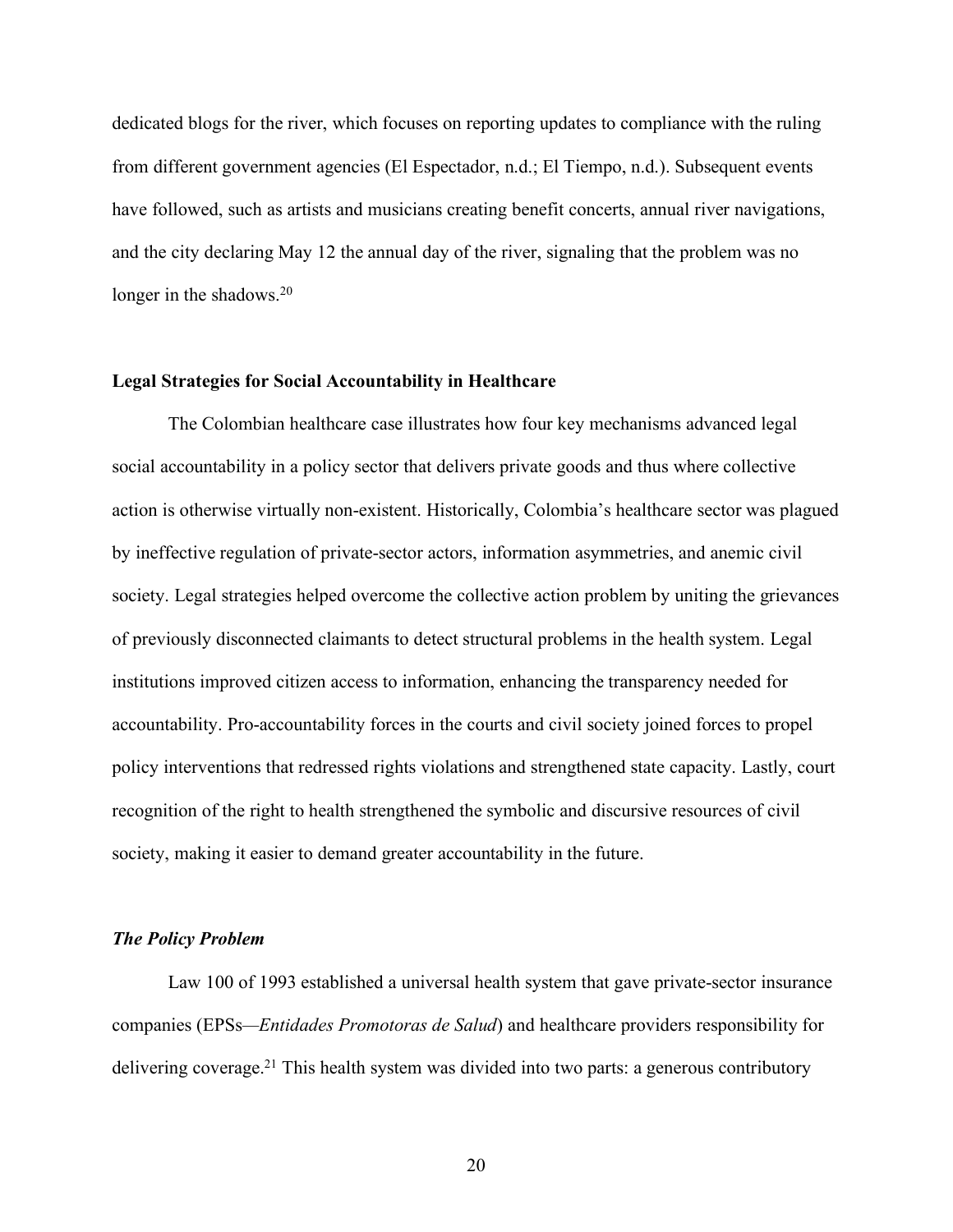dedicated blogs for the river, which focuses on reporting updates to compliance with the ruling from different government agencies (El Espectador, n.d.; El Tiempo, n.d.). Subsequent events have followed, such as artists and musicians creating benefit concerts, annual river navigations, and the city declaring May 12 the annual day of the river, signaling that the problem was no longer in the shadows.[20]

## Legal Strategies for Social Accountability in Healthcare

The Colombian healthcare case illustrates how four key mechanisms advanced legal social accountability in a policy sector that delivers private goods and thus where collective action is otherwise virtually non-existent. Historically, Colombia's healthcare sector was plagued by ineffective regulation of private-sector actors, information asymmetries, and anemic civil society. Legal strategies helped overcome the collective action problem by uniting the grievances of previously disconnected claimants to detect structural problems in the health system. Legal institutions improved citizen access to information, enhancing the transparency needed for accountability. Pro-accountability forces in the courts and civil society joined forces to propel policy interventions that redressed rights violations and strengthened state capacity. Lastly, court recognition of the right to health strengthened the symbolic and discursive resources of civil society, making it easier to demand greater accountability in the future.

### *The Policy Problem*

Law 100 of 1993 established a universal health system that gave private-sector insurance companies (EPSs—*Entidades Promotoras de Salud*) and healthcare providers responsibility for delivering coverage.[21] This health system was divided into two parts: a generous contributory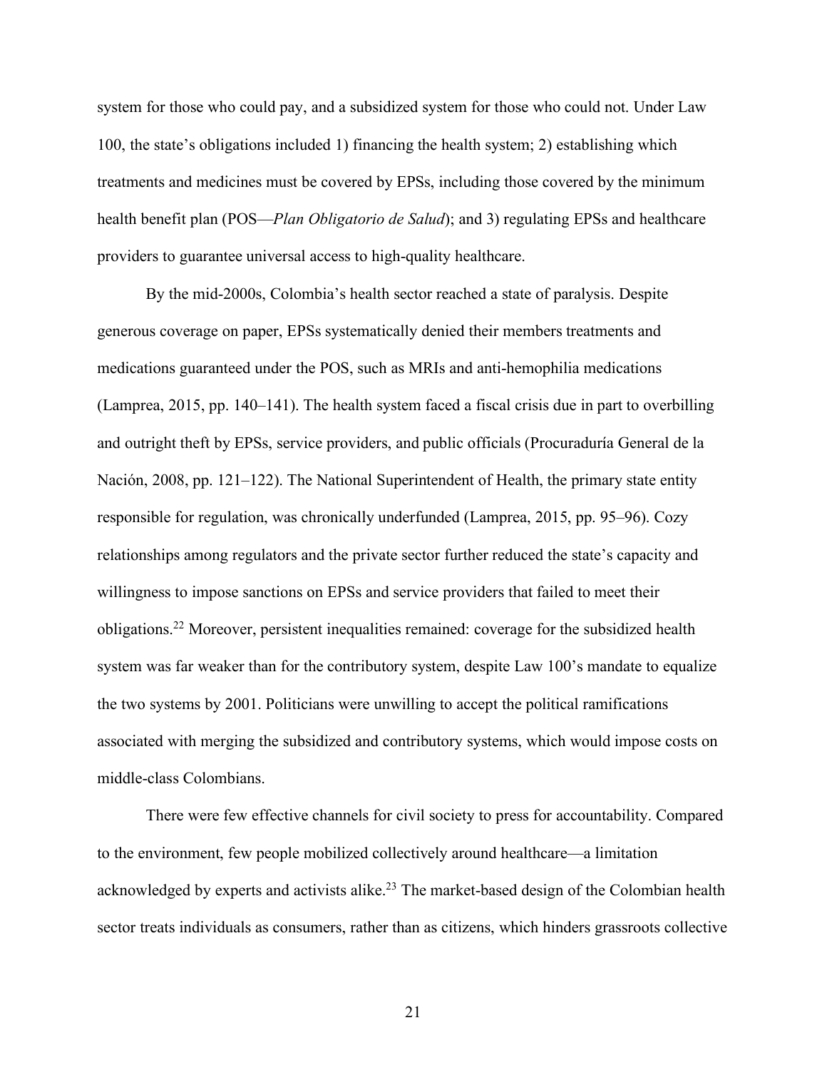system for those who could pay, and a subsidized system for those who could not. Under Law 100, the state's obligations included 1) financing the health system; 2) establishing which treatments and medicines must be covered by EPSs, including those covered by the minimum health benefit plan (POS—*Plan Obligatorio de Salud*); and 3) regulating EPSs and healthcare providers to guarantee universal access to high-quality healthcare.

By the mid-2000s, Colombia's health sector reached a state of paralysis. Despite generous coverage on paper, EPSs systematically denied their members treatments and medications guaranteed under the POS, such as MRIs and anti-hemophilia medications (Lamprea, 2015, pp. 140–141). The health system faced a fiscal crisis due in part to overbilling and outright theft by EPSs, service providers, and public officials (Procuraduría General de la Nación, 2008, pp. 121–122). The National Superintendent of Health, the primary state entity responsible for regulation, was chronically underfunded (Lamprea, 2015, pp. 95–96). Cozy relationships among regulators and the private sector further reduced the state's capacity and willingness to impose sanctions on EPSs and service providers that failed to meet their obligations.[22] Moreover, persistent inequalities remained: coverage for the subsidized health system was far weaker than for the contributory system, despite Law 100's mandate to equalize the two systems by 2001. Politicians were unwilling to accept the political ramifications associated with merging the subsidized and contributory systems, which would impose costs on middle-class Colombians.

There were few effective channels for civil society to press for accountability. Compared to the environment, few people mobilized collectively around healthcare—a limitation acknowledged by experts and activists alike.[23] The market-based design of the Colombian health sector treats individuals as consumers, rather than as citizens, which hinders grassroots collective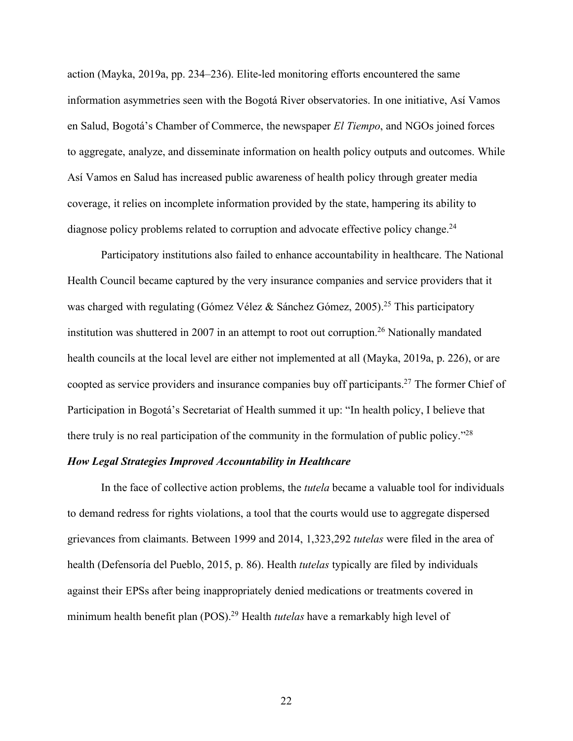action (Mayka, 2019a, pp. 234–236). Elite-led monitoring efforts encountered the same information asymmetries seen with the Bogotá River observatories. In one initiative, Así Vamos en Salud, Bogotá's Chamber of Commerce, the newspaper *El Tiempo*, and NGOs joined forces to aggregate, analyze, and disseminate information on health policy outputs and outcomes. While Así Vamos en Salud has increased public awareness of health policy through greater media coverage, it relies on incomplete information provided by the state, hampering its ability to diagnose policy problems related to corruption and advocate effective policy change.[24]

Participatory institutions also failed to enhance accountability in healthcare. The National Health Council became captured by the very insurance companies and service providers that it was charged with regulating (Gómez Vélez & Sánchez Gómez, 2005).[25] This participatory institution was shuttered in 2007 in an attempt to root out corruption.[26] Nationally mandated health councils at the local level are either not implemented at all (Mayka, 2019a, p. 226), or are coopted as service providers and insurance companies buy off participants.[27] The former Chief of Participation in Bogotá's Secretariat of Health summed it up: "In health policy, I believe that there truly is no real participation of the community in the formulation of public policy."[28]

***How Legal Strategies Improved Accountability in Healthcare***

In the face of collective action problems, the *tutela* became a valuable tool for individuals to demand redress for rights violations, a tool that the courts would use to aggregate dispersed grievances from claimants. Between 1999 and 2014, 1,323,292 *tutelas* were filed in the area of health (Defensoría del Pueblo, 2015, p. 86). Health *tutelas* typically are filed by individuals against their EPSs after being inappropriately denied medications or treatments covered in minimum health benefit plan (POS).[29] Health *tutelas* have a remarkably high level of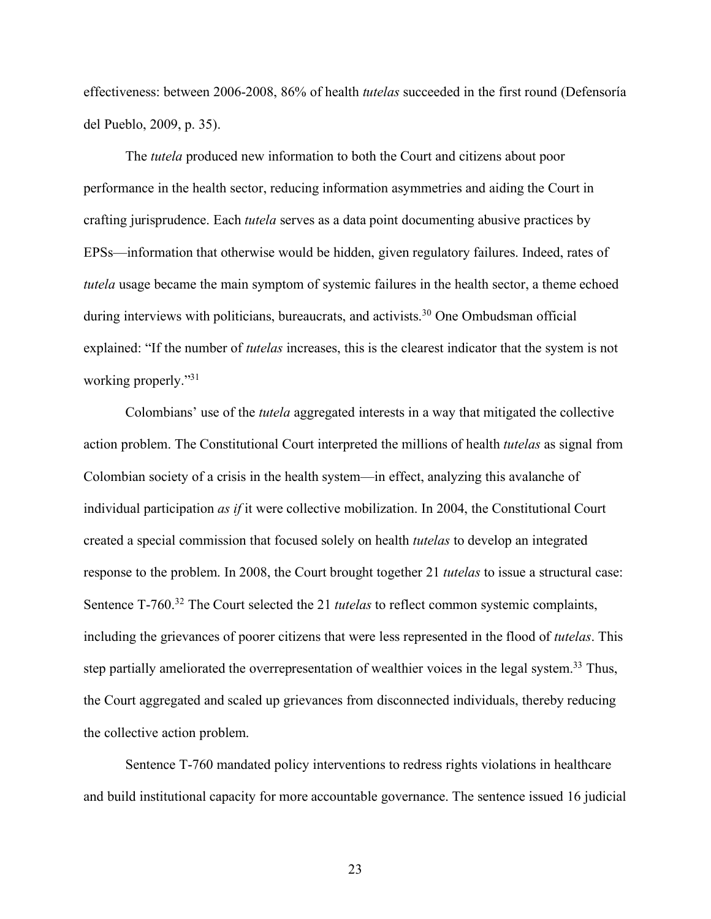effectiveness: between 2006-2008, 86% of health *tutelas* succeeded in the first round (Defensoría del Pueblo, 2009, p. 35).

The *tutela* produced new information to both the Court and citizens about poor performance in the health sector, reducing information asymmetries and aiding the Court in crafting jurisprudence. Each *tutela* serves as a data point documenting abusive practices by EPSs—information that otherwise would be hidden, given regulatory failures. Indeed, rates of *tutela* usage became the main symptom of systemic failures in the health sector, a theme echoed during interviews with politicians, bureaucrats, and activists.[30] One Ombudsman official explained: "If the number of *tutelas* increases, this is the clearest indicator that the system is not working properly."[31]

Colombians' use of the *tutela* aggregated interests in a way that mitigated the collective action problem. The Constitutional Court interpreted the millions of health *tutelas* as signal from Colombian society of a crisis in the health system—in effect, analyzing this avalanche of individual participation *as if* it were collective mobilization. In 2004, the Constitutional Court created a special commission that focused solely on health *tutelas* to develop an integrated response to the problem. In 2008, the Court brought together 21 *tutelas* to issue a structural case: Sentence T-760.[32] The Court selected the 21 *tutelas* to reflect common systemic complaints, including the grievances of poorer citizens that were less represented in the flood of *tutelas*. This step partially ameliorated the overrepresentation of wealthier voices in the legal system.[33] Thus, the Court aggregated and scaled up grievances from disconnected individuals, thereby reducing the collective action problem.

Sentence T-760 mandated policy interventions to redress rights violations in healthcare and build institutional capacity for more accountable governance. The sentence issued 16 judicial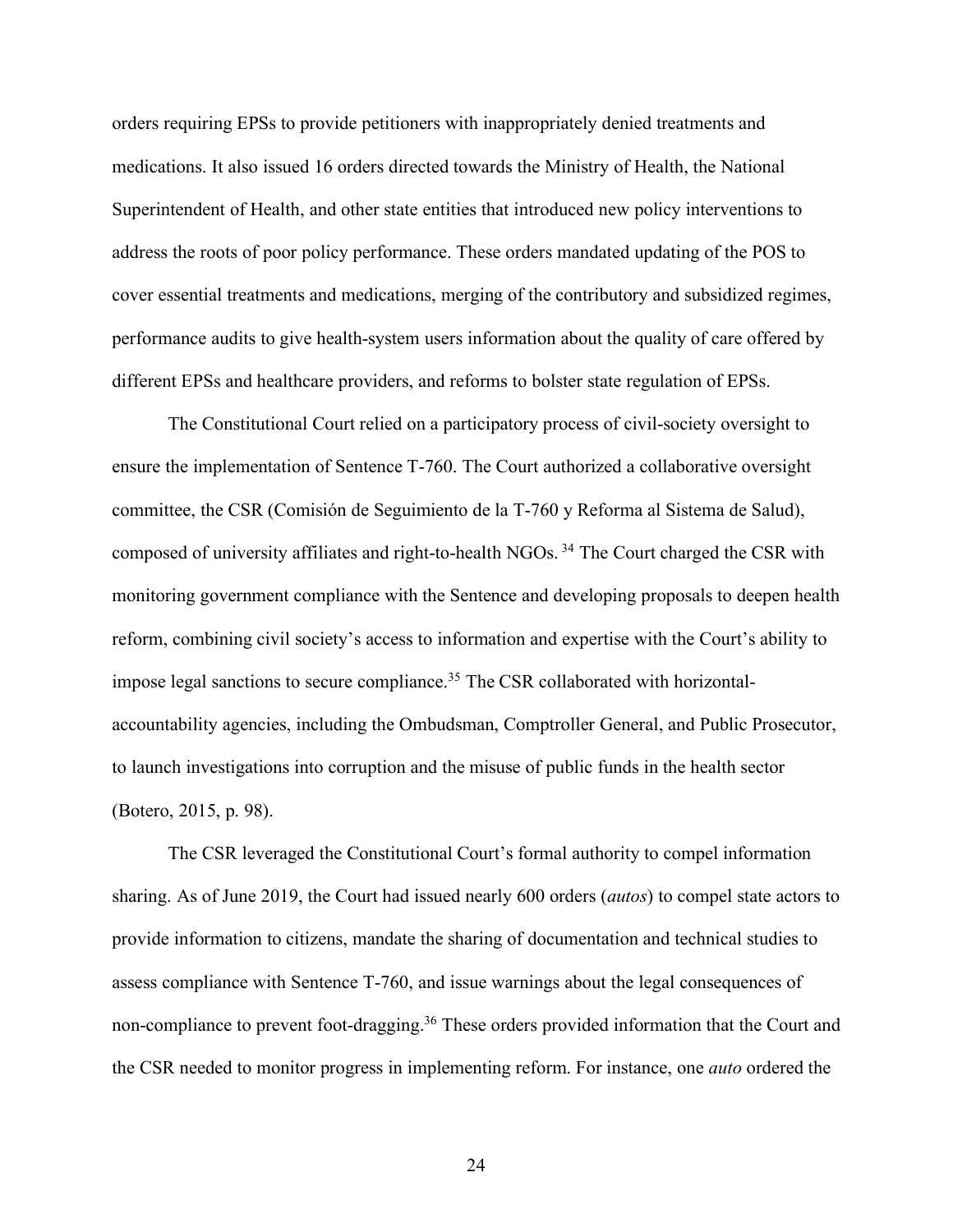orders requiring EPSs to provide petitioners with inappropriately denied treatments and medications. It also issued 16 orders directed towards the Ministry of Health, the National Superintendent of Health, and other state entities that introduced new policy interventions to address the roots of poor policy performance. These orders mandated updating of the POS to cover essential treatments and medications, merging of the contributory and subsidized regimes, performance audits to give health-system users information about the quality of care offered by different EPSs and healthcare providers, and reforms to bolster state regulation of EPSs.

The Constitutional Court relied on a participatory process of civil-society oversight to ensure the implementation of Sentence T-760. The Court authorized a collaborative oversight committee, the CSR (Comisión de Seguimiento de la T-760 y Reforma al Sistema de Salud), composed of university affiliates and right-to-health NGOs.[34] The Court charged the CSR with monitoring government compliance with the Sentence and developing proposals to deepen health reform, combining civil society's access to information and expertise with the Court's ability to impose legal sanctions to secure compliance.[35] The CSR collaborated with horizontal-accountability agencies, including the Ombudsman, Comptroller General, and Public Prosecutor, to launch investigations into corruption and the misuse of public funds in the health sector (Botero, 2015, p. 98).

The CSR leveraged the Constitutional Court's formal authority to compel information sharing. As of June 2019, the Court had issued nearly 600 orders (*autos*) to compel state actors to provide information to citizens, mandate the sharing of documentation and technical studies to assess compliance with Sentence T-760, and issue warnings about the legal consequences of non-compliance to prevent foot-dragging.[36] These orders provided information that the Court and the CSR needed to monitor progress in implementing reform. For instance, one *auto* ordered the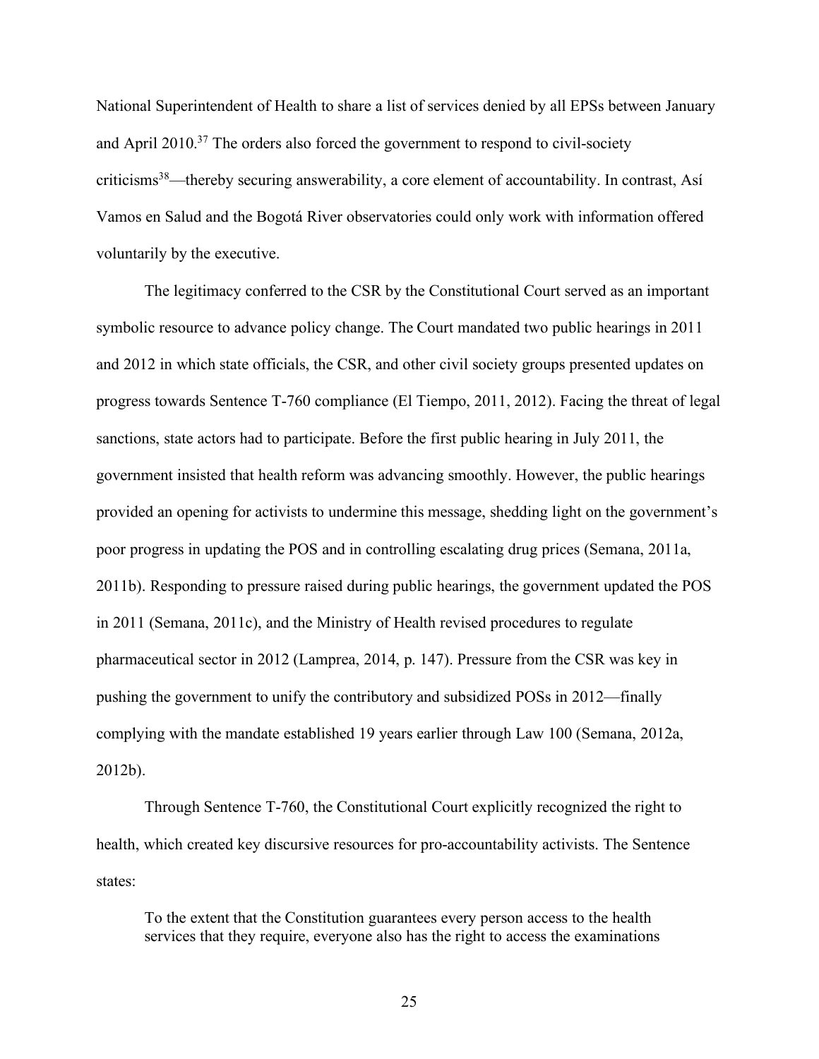National Superintendent of Health to share a list of services denied by all EPSs between January and April 2010.[37] The orders also forced the government to respond to civil-society criticisms[38]—thereby securing answerability, a core element of accountability. In contrast, Así Vamos en Salud and the Bogotá River observatories could only work with information offered voluntarily by the executive.

The legitimacy conferred to the CSR by the Constitutional Court served as an important symbolic resource to advance policy change. The Court mandated two public hearings in 2011 and 2012 in which state officials, the CSR, and other civil society groups presented updates on progress towards Sentence T-760 compliance (El Tiempo, 2011, 2012). Facing the threat of legal sanctions, state actors had to participate. Before the first public hearing in July 2011, the government insisted that health reform was advancing smoothly. However, the public hearings provided an opening for activists to undermine this message, shedding light on the government's poor progress in updating the POS and in controlling escalating drug prices (Semana, 2011a, 2011b). Responding to pressure raised during public hearings, the government updated the POS in 2011 (Semana, 2011c), and the Ministry of Health revised procedures to regulate pharmaceutical sector in 2012 (Lamprea, 2014, p. 147). Pressure from the CSR was key in pushing the government to unify the contributory and subsidized POSs in 2012—finally complying with the mandate established 19 years earlier through Law 100 (Semana, 2012a, 2012b).

Through Sentence T-760, the Constitutional Court explicitly recognized the right to health, which created key discursive resources for pro-accountability activists. The Sentence states:

> To the extent that the Constitution guarantees every person access to the health services that they require, everyone also has the right to access the examinations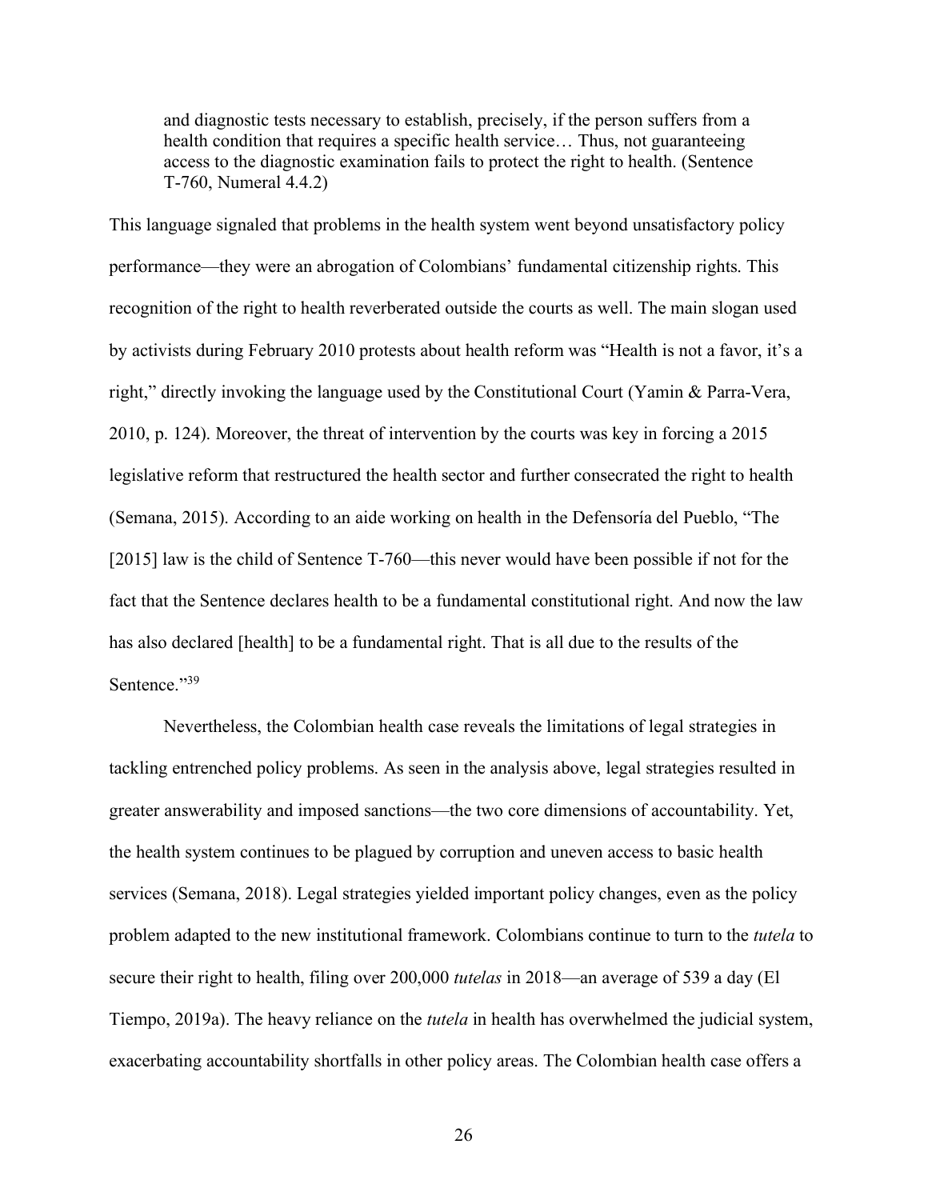> and diagnostic tests necessary to establish, precisely, if the person suffers from a health condition that requires a specific health service… Thus, not guaranteeing access to the diagnostic examination fails to protect the right to health. (Sentence T-760, Numeral 4.4.2)

This language signaled that problems in the health system went beyond unsatisfactory policy performance—they were an abrogation of Colombians' fundamental citizenship rights. This recognition of the right to health reverberated outside the courts as well. The main slogan used by activists during February 2010 protests about health reform was "Health is not a favor, it's a right," directly invoking the language used by the Constitutional Court (Yamin & Parra-Vera, 2010, p. 124). Moreover, the threat of intervention by the courts was key in forcing a 2015 legislative reform that restructured the health sector and further consecrated the right to health (Semana, 2015). According to an aide working on health in the Defensoría del Pueblo, "The [2015] law is the child of Sentence T-760—this never would have been possible if not for the fact that the Sentence declares health to be a fundamental constitutional right. And now the law has also declared [health] to be a fundamental right. That is all due to the results of the Sentence."[39]

Nevertheless, the Colombian health case reveals the limitations of legal strategies in tackling entrenched policy problems. As seen in the analysis above, legal strategies resulted in greater answerability and imposed sanctions—the two core dimensions of accountability. Yet, the health system continues to be plagued by corruption and uneven access to basic health services (Semana, 2018). Legal strategies yielded important policy changes, even as the policy problem adapted to the new institutional framework. Colombians continue to turn to the *tutela* to secure their right to health, filing over 200,000 *tutelas* in 2018—an average of 539 a day (El Tiempo, 2019a). The heavy reliance on the *tutela* in health has overwhelmed the judicial system, exacerbating accountability shortfalls in other policy areas. The Colombian health case offers a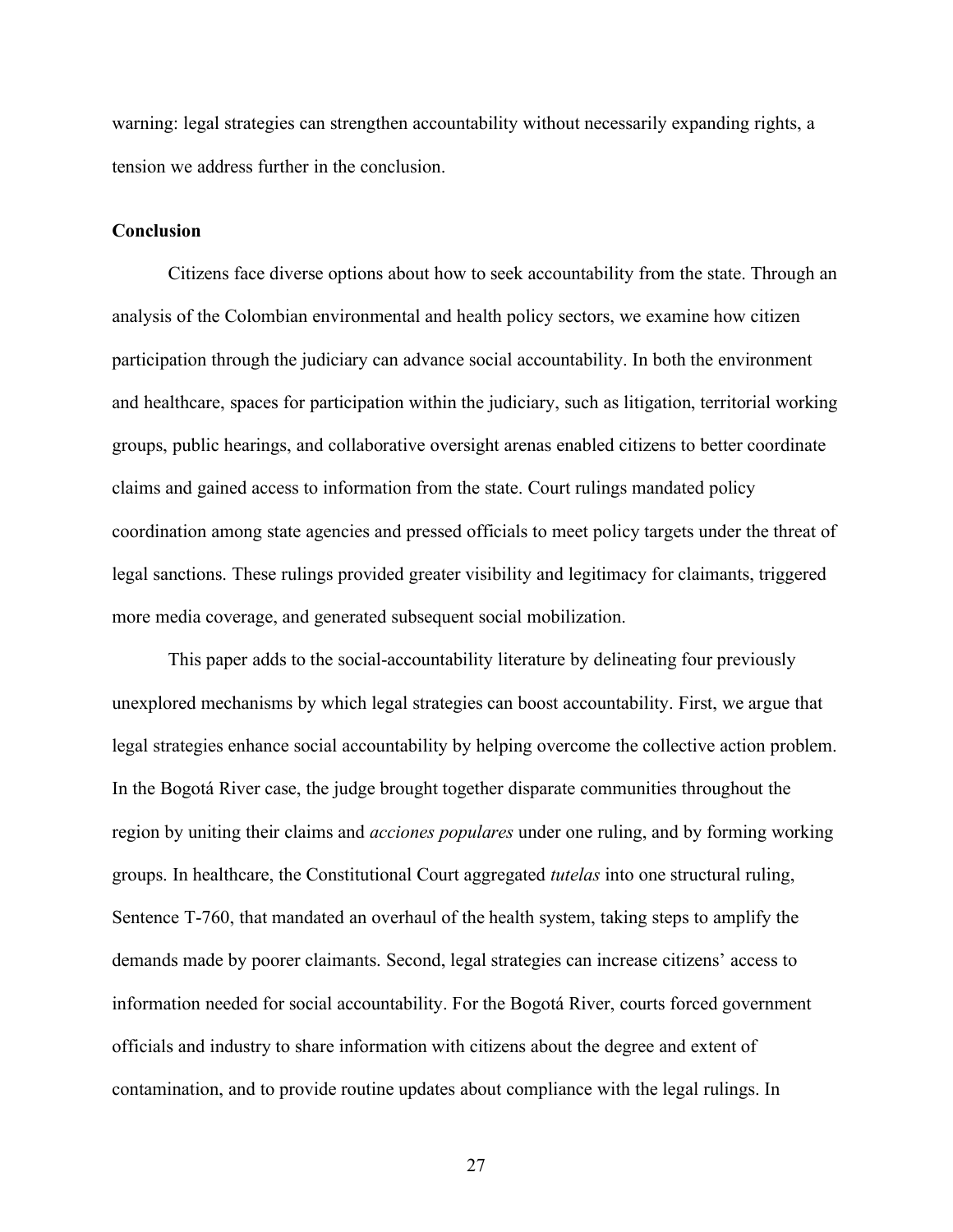warning: legal strategies can strengthen accountability without necessarily expanding rights, a tension we address further in the conclusion.

## Conclusion

Citizens face diverse options about how to seek accountability from the state. Through an analysis of the Colombian environmental and health policy sectors, we examine how citizen participation through the judiciary can advance social accountability. In both the environment and healthcare, spaces for participation within the judiciary, such as litigation, territorial working groups, public hearings, and collaborative oversight arenas enabled citizens to better coordinate claims and gained access to information from the state. Court rulings mandated policy coordination among state agencies and pressed officials to meet policy targets under the threat of legal sanctions. These rulings provided greater visibility and legitimacy for claimants, triggered more media coverage, and generated subsequent social mobilization.

This paper adds to the social-accountability literature by delineating four previously unexplored mechanisms by which legal strategies can boost accountability. First, we argue that legal strategies enhance social accountability by helping overcome the collective action problem. In the Bogotá River case, the judge brought together disparate communities throughout the region by uniting their claims and *acciones populares* under one ruling, and by forming working groups. In healthcare, the Constitutional Court aggregated *tutelas* into one structural ruling, Sentence T-760, that mandated an overhaul of the health system, taking steps to amplify the demands made by poorer claimants. Second, legal strategies can increase citizens' access to information needed for social accountability. For the Bogotá River, courts forced government officials and industry to share information with citizens about the degree and extent of contamination, and to provide routine updates about compliance with the legal rulings. In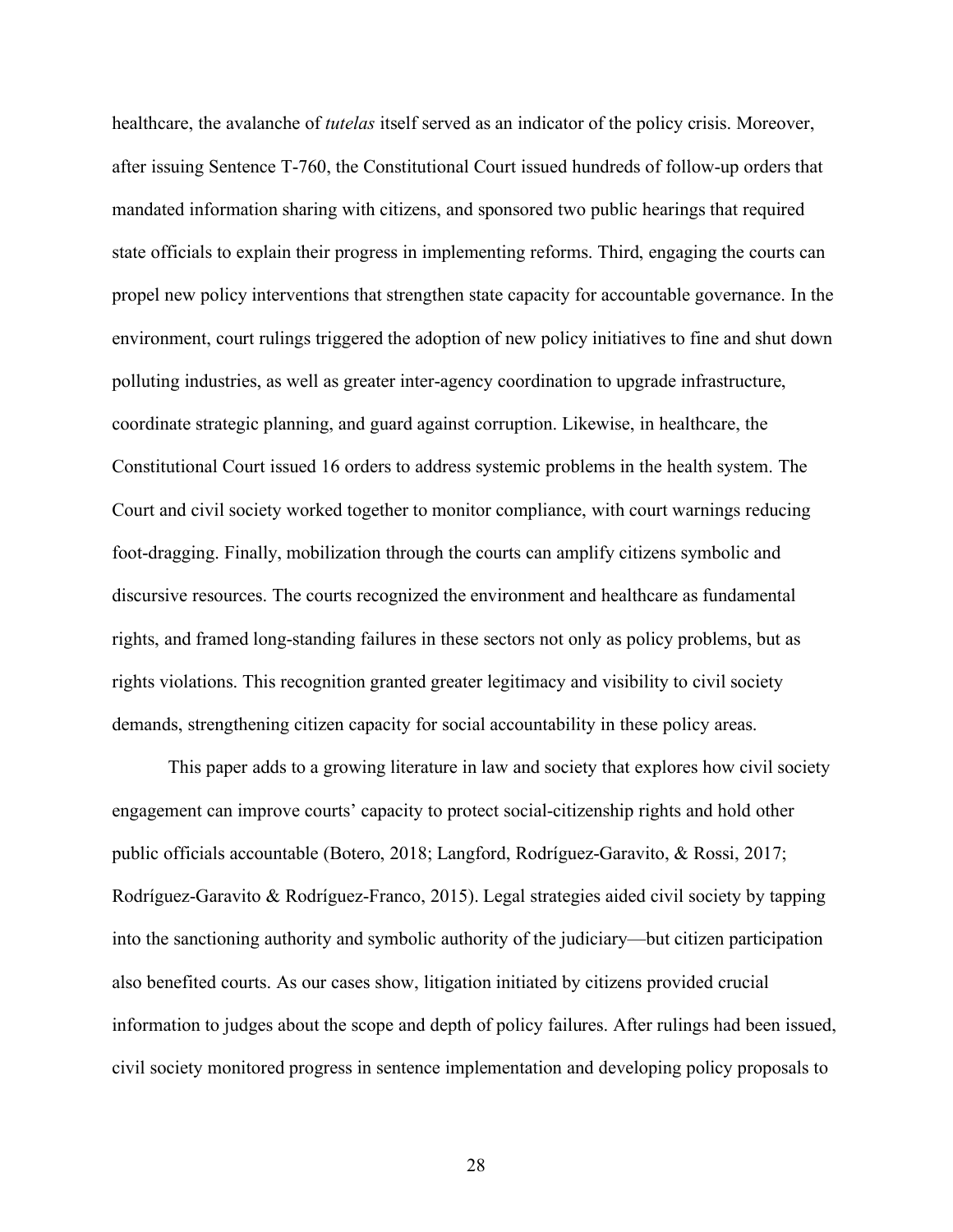healthcare, the avalanche of *tutelas* itself served as an indicator of the policy crisis. Moreover, after issuing Sentence T-760, the Constitutional Court issued hundreds of follow-up orders that mandated information sharing with citizens, and sponsored two public hearings that required state officials to explain their progress in implementing reforms. Third, engaging the courts can propel new policy interventions that strengthen state capacity for accountable governance. In the environment, court rulings triggered the adoption of new policy initiatives to fine and shut down polluting industries, as well as greater inter-agency coordination to upgrade infrastructure, coordinate strategic planning, and guard against corruption. Likewise, in healthcare, the Constitutional Court issued 16 orders to address systemic problems in the health system. The Court and civil society worked together to monitor compliance, with court warnings reducing foot-dragging. Finally, mobilization through the courts can amplify citizens symbolic and discursive resources. The courts recognized the environment and healthcare as fundamental rights, and framed long-standing failures in these sectors not only as policy problems, but as rights violations. This recognition granted greater legitimacy and visibility to civil society demands, strengthening citizen capacity for social accountability in these policy areas.

This paper adds to a growing literature in law and society that explores how civil society engagement can improve courts' capacity to protect social-citizenship rights and hold other public officials accountable (Botero, 2018; Langford, Rodríguez-Garavito, & Rossi, 2017; Rodríguez-Garavito & Rodríguez-Franco, 2015). Legal strategies aided civil society by tapping into the sanctioning authority and symbolic authority of the judiciary—but citizen participation also benefited courts. As our cases show, litigation initiated by citizens provided crucial information to judges about the scope and depth of policy failures. After rulings had been issued, civil society monitored progress in sentence implementation and developing policy proposals to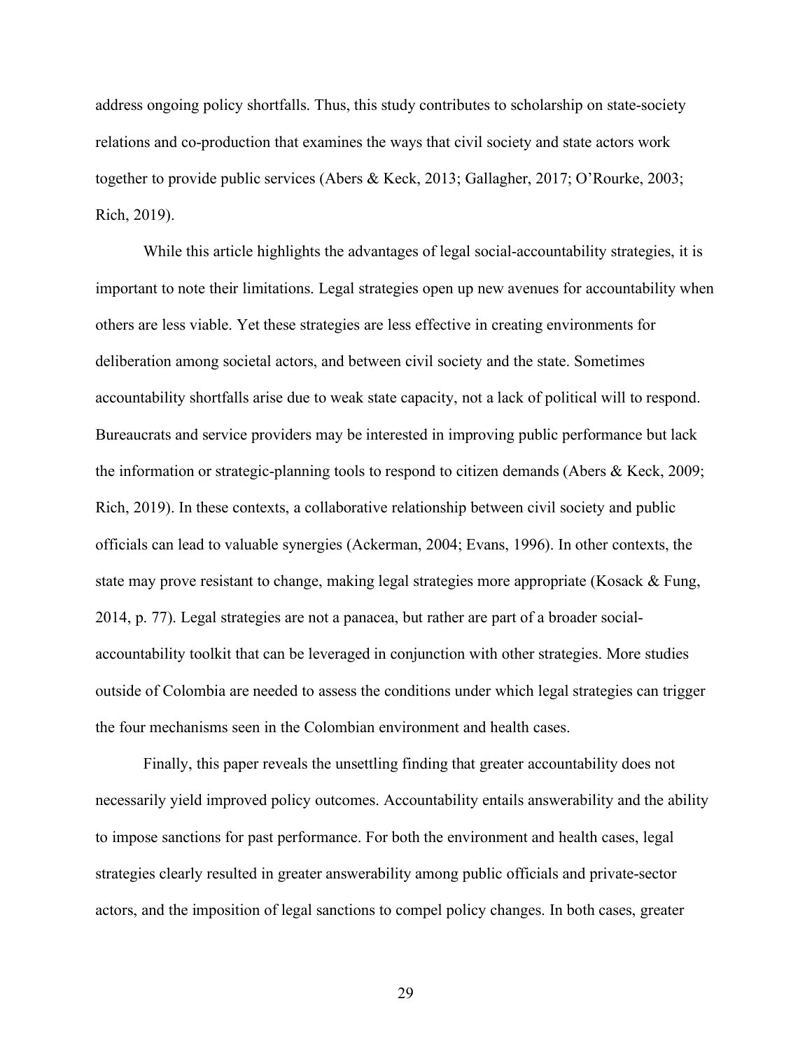address ongoing policy shortfalls. Thus, this study contributes to scholarship on state-society relations and co-production that examines the ways that civil society and state actors work together to provide public services (Abers & Keck, 2013; Gallagher, 2017; O'Rourke, 2003; Rich, 2019).

While this article highlights the advantages of legal social-accountability strategies, it is important to note their limitations. Legal strategies open up new avenues for accountability when others are less viable. Yet these strategies are less effective in creating environments for deliberation among societal actors, and between civil society and the state. Sometimes accountability shortfalls arise due to weak state capacity, not a lack of political will to respond. Bureaucrats and service providers may be interested in improving public performance but lack the information or strategic-planning tools to respond to citizen demands (Abers & Keck, 2009; Rich, 2019). In these contexts, a collaborative relationship between civil society and public officials can lead to valuable synergies (Ackerman, 2004; Evans, 1996). In other contexts, the state may prove resistant to change, making legal strategies more appropriate (Kosack & Fung, 2014, p. 77). Legal strategies are not a panacea, but rather are part of a broader social-accountability toolkit that can be leveraged in conjunction with other strategies. More studies outside of Colombia are needed to assess the conditions under which legal strategies can trigger the four mechanisms seen in the Colombian environment and health cases.

Finally, this paper reveals the unsettling finding that greater accountability does not necessarily yield improved policy outcomes. Accountability entails answerability and the ability to impose sanctions for past performance. For both the environment and health cases, legal strategies clearly resulted in greater answerability among public officials and private-sector actors, and the imposition of legal sanctions to compel policy changes. In both cases, greater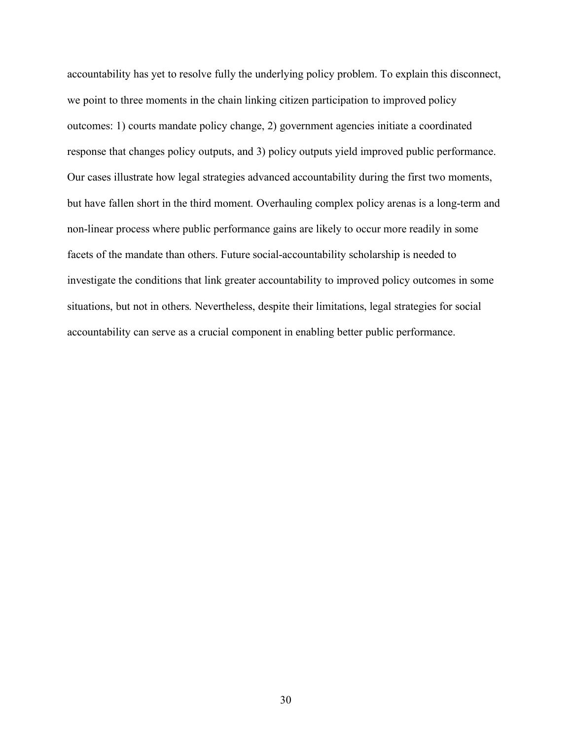accountability has yet to resolve fully the underlying policy problem. To explain this disconnect, we point to three moments in the chain linking citizen participation to improved policy outcomes: 1) courts mandate policy change, 2) government agencies initiate a coordinated response that changes policy outputs, and 3) policy outputs yield improved public performance. Our cases illustrate how legal strategies advanced accountability during the first two moments, but have fallen short in the third moment. Overhauling complex policy arenas is a long-term and non-linear process where public performance gains are likely to occur more readily in some facets of the mandate than others. Future social-accountability scholarship is needed to investigate the conditions that link greater accountability to improved policy outcomes in some situations, but not in others. Nevertheless, despite their limitations, legal strategies for social accountability can serve as a crucial component in enabling better public performance.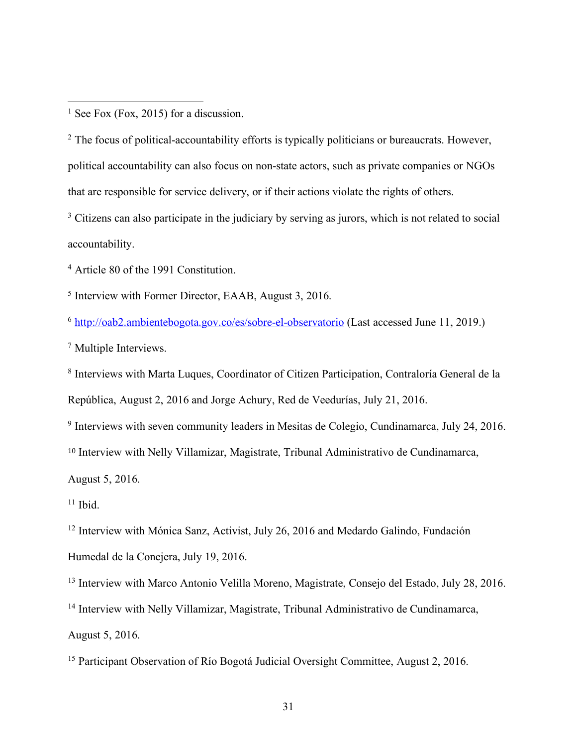[1] See Fox (Fox, 2015) for a discussion.

[2] The focus of political-accountability efforts is typically politicians or bureaucrats. However, political accountability can also focus on non-state actors, such as private companies or NGOs that are responsible for service delivery, or if their actions violate the rights of others.

[3] Citizens can also participate in the judiciary by serving as jurors, which is not related to social accountability.

[4] Article 80 of the 1991 Constitution.

[5] Interview with Former Director, EAAB, August 3, 2016.

[6] http://oab2.ambientebogota.gov.co/es/sobre-el-observatorio (Last accessed June 11, 2019.)

[7] Multiple Interviews.

[8] Interviews with Marta Luques, Coordinator of Citizen Participation, Contraloría General de la República, August 2, 2016 and Jorge Achury, Red de Veedurías, July 21, 2016.

[9] Interviews with seven community leaders in Mesitas de Colegio, Cundinamarca, July 24, 2016.

[10] Interview with Nelly Villamizar, Magistrate, Tribunal Administrativo de Cundinamarca, August 5, 2016.

[11] Ibid.

[12] Interview with Mónica Sanz, Activist, July 26, 2016 and Medardo Galindo, Fundación Humedal de la Conejera, July 19, 2016.

[13] Interview with Marco Antonio Velilla Moreno, Magistrate, Consejo del Estado, July 28, 2016.

[14] Interview with Nelly Villamizar, Magistrate, Tribunal Administrativo de Cundinamarca, August 5, 2016.

[15] Participant Observation of Río Bogotá Judicial Oversight Committee, August 2, 2016.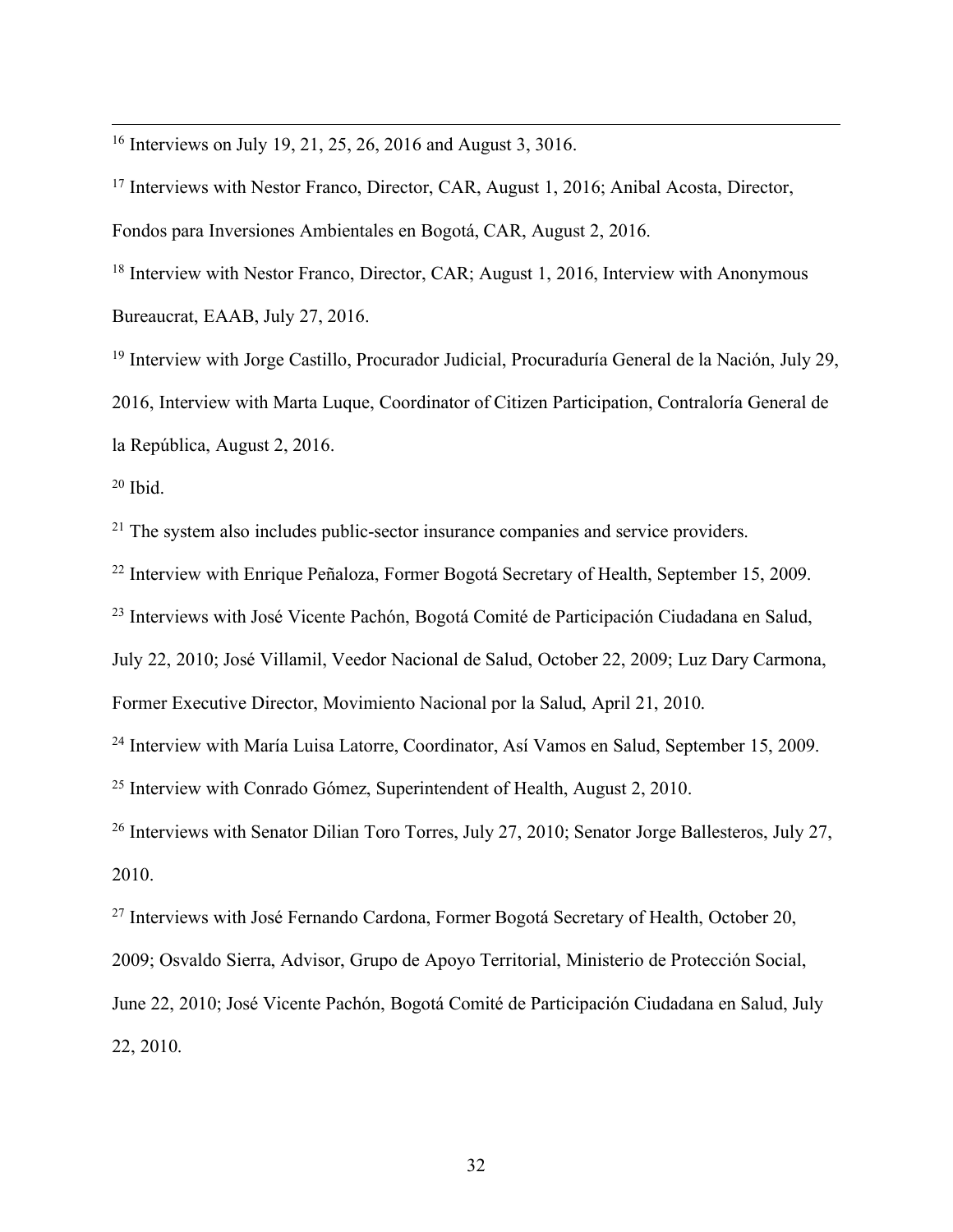[16] Interviews on July 19, 21, 25, 26, 2016 and August 3, 3016.

[17] Interviews with Nestor Franco, Director, CAR, August 1, 2016; Anibal Acosta, Director, Fondos para Inversiones Ambientales en Bogotá, CAR, August 2, 2016.

[18] Interview with Nestor Franco, Director, CAR; August 1, 2016, Interview with Anonymous Bureaucrat, EAAB, July 27, 2016.

[19] Interview with Jorge Castillo, Procurador Judicial, Procuraduría General de la Nación, July 29, 2016, Interview with Marta Luque, Coordinator of Citizen Participation, Contraloría General de la República, August 2, 2016.

[20] Ibid.

[21] The system also includes public-sector insurance companies and service providers.

[22] Interview with Enrique Peñaloza, Former Bogotá Secretary of Health, September 15, 2009.

[23] Interviews with José Vicente Pachón, Bogotá Comité de Participación Ciudadana en Salud, July 22, 2010; José Villamil, Veedor Nacional de Salud, October 22, 2009; Luz Dary Carmona, Former Executive Director, Movimiento Nacional por la Salud, April 21, 2010.

[24] Interview with María Luisa Latorre, Coordinator, Así Vamos en Salud, September 15, 2009.

[25] Interview with Conrado Gómez, Superintendent of Health, August 2, 2010.

[26] Interviews with Senator Dilian Toro Torres, July 27, 2010; Senator Jorge Ballesteros, July 27, 2010.

[27] Interviews with José Fernando Cardona, Former Bogotá Secretary of Health, October 20, 2009; Osvaldo Sierra, Advisor, Grupo de Apoyo Territorial, Ministerio de Protección Social, June 22, 2010; José Vicente Pachón, Bogotá Comité de Participación Ciudadana en Salud, July 22, 2010.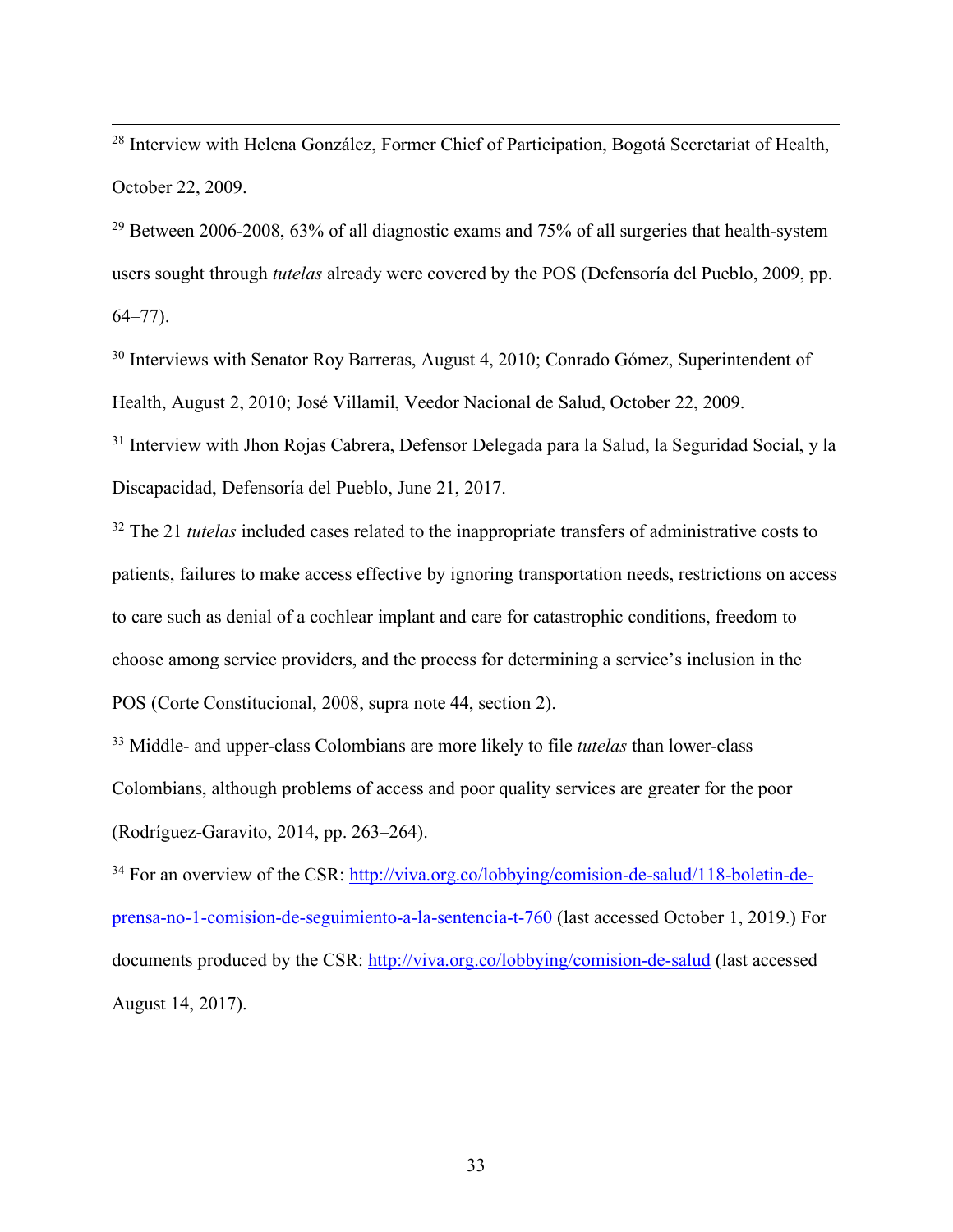[28] Interview with Helena González, Former Chief of Participation, Bogotá Secretariat of Health, October 22, 2009.

[29] Between 2006-2008, 63% of all diagnostic exams and 75% of all surgeries that health-system users sought through *tutelas* already were covered by the POS (Defensoría del Pueblo, 2009, pp. 64–77).

[30] Interviews with Senator Roy Barreras, August 4, 2010; Conrado Gómez, Superintendent of Health, August 2, 2010; José Villamil, Veedor Nacional de Salud, October 22, 2009.

[31] Interview with Jhon Rojas Cabrera, Defensor Delegada para la Salud, la Seguridad Social, y la Discapacidad, Defensoría del Pueblo, June 21, 2017.

[32] The 21 *tutelas* included cases related to the inappropriate transfers of administrative costs to patients, failures to make access effective by ignoring transportation needs, restrictions on access to care such as denial of a cochlear implant and care for catastrophic conditions, freedom to choose among service providers, and the process for determining a service's inclusion in the POS (Corte Constitucional, 2008, supra note 44, section 2).

[33] Middle- and upper-class Colombians are more likely to file *tutelas* than lower-class Colombians, although problems of access and poor quality services are greater for the poor (Rodríguez-Garavito, 2014, pp. 263–264).

[34] For an overview of the CSR: [http://viva.org.co/lobbying/comision-de-salud/118-boletin-de-prensa-no-1-comision-de-seguimiento-a-la-sentencia-t-760](http://viva.org.co/lobbying/comision-de-salud/118-boletin-de-prensa-no-1-comision-de-seguimiento-a-la-sentencia-t-760) (last accessed October 1, 2019.) For documents produced by the CSR: [http://viva.org.co/lobbying/comision-de-salud](http://viva.org.co/lobbying/comision-de-salud) (last accessed August 14, 2017).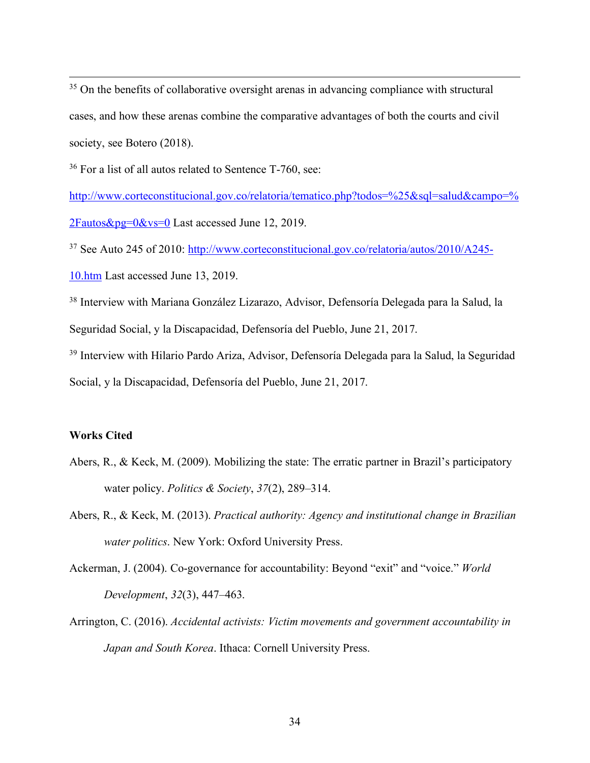[35] On the benefits of collaborative oversight arenas in advancing compliance with structural cases, and how these arenas combine the comparative advantages of both the courts and civil society, see Botero (2018).

[36] For a list of all autos related to Sentence T-760, see: http://www.corteconstitucional.gov.co/relatoria/tematico.php?todos=%25&sql=salud&campo=%2Fautos&pg=0&vs=0 Last accessed June 12, 2019.

[37] See Auto 245 of 2010: http://www.corteconstitucional.gov.co/relatoria/autos/2010/A245-10.htm Last accessed June 13, 2019.

[38] Interview with Mariana González Lizarazo, Advisor, Defensoría Delegada para la Salud, la Seguridad Social, y la Discapacidad, Defensoría del Pueblo, June 21, 2017.

[39] Interview with Hilario Pardo Ariza, Advisor, Defensoría Delegada para la Salud, la Seguridad Social, y la Discapacidad, Defensoría del Pueblo, June 21, 2017.

**Works Cited**

Abers, R., & Keck, M. (2009). Mobilizing the state: The erratic partner in Brazil's participatory water policy. *Politics & Society*, *37*(2), 289–314.

Abers, R., & Keck, M. (2013). *Practical authority: Agency and institutional change in Brazilian water politics*. New York: Oxford University Press.

Ackerman, J. (2004). Co-governance for accountability: Beyond "exit" and "voice." *World Development*, *32*(3), 447–463.

Arrington, C. (2016). *Accidental activists: Victim movements and government accountability in Japan and South Korea*. Ithaca: Cornell University Press.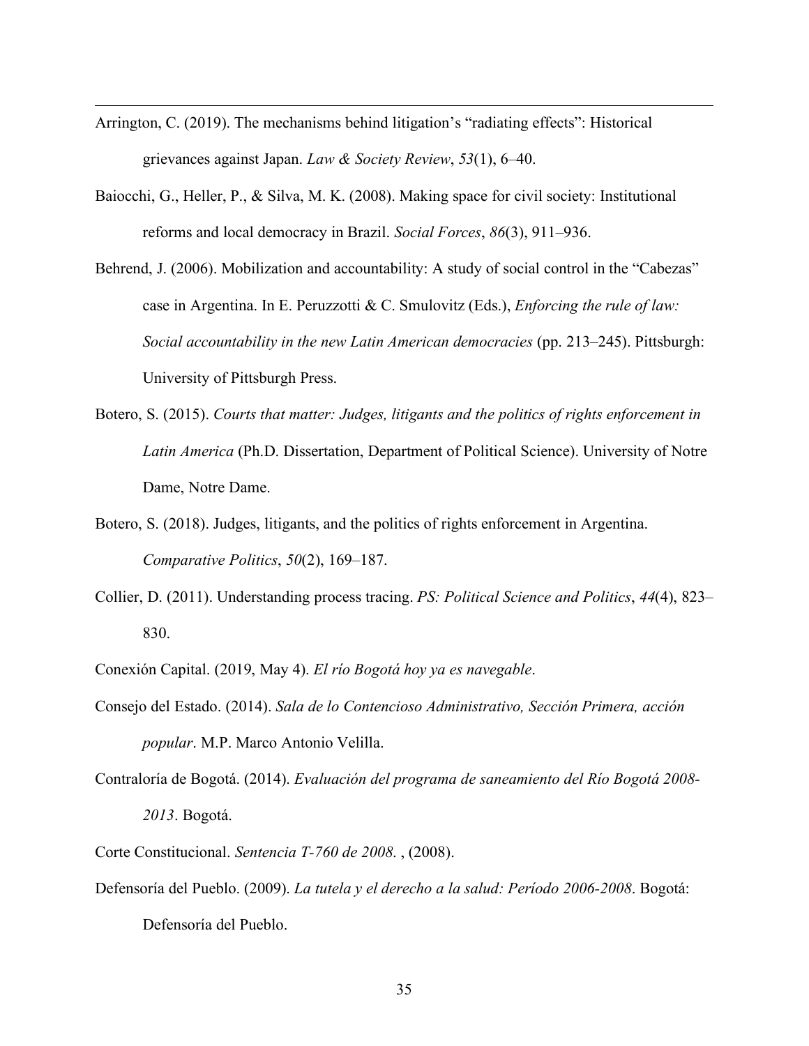Arrington, C. (2019). The mechanisms behind litigation's "radiating effects": Historical grievances against Japan. *Law & Society Review*, *53*(1), 6–40.

Baiocchi, G., Heller, P., & Silva, M. K. (2008). Making space for civil society: Institutional reforms and local democracy in Brazil. *Social Forces*, *86*(3), 911–936.

Behrend, J. (2006). Mobilization and accountability: A study of social control in the "Cabezas" case in Argentina. In E. Peruzzotti & C. Smulovitz (Eds.), *Enforcing the rule of law: Social accountability in the new Latin American democracies* (pp. 213–245). Pittsburgh: University of Pittsburgh Press.

Botero, S. (2015). *Courts that matter: Judges, litigants and the politics of rights enforcement in Latin America* (Ph.D. Dissertation, Department of Political Science). University of Notre Dame, Notre Dame.

Botero, S. (2018). Judges, litigants, and the politics of rights enforcement in Argentina. *Comparative Politics*, *50*(2), 169–187.

Collier, D. (2011). Understanding process tracing. *PS: Political Science and Politics*, *44*(4), 823–830.

Conexión Capital. (2019, May 4). *El río Bogotá hoy ya es navegable*.

Consejo del Estado. (2014). *Sala de lo Contencioso Administrativo, Sección Primera, acción popular*. M.P. Marco Antonio Velilla.

Contraloría de Bogotá. (2014). *Evaluación del programa de saneamiento del Río Bogotá 2008-2013*. Bogotá.

Corte Constitucional. *Sentencia T-760 de 2008*. , (2008).

Defensoría del Pueblo. (2009). *La tutela y el derecho a la salud: Período 2006-2008*. Bogotá: Defensoría del Pueblo.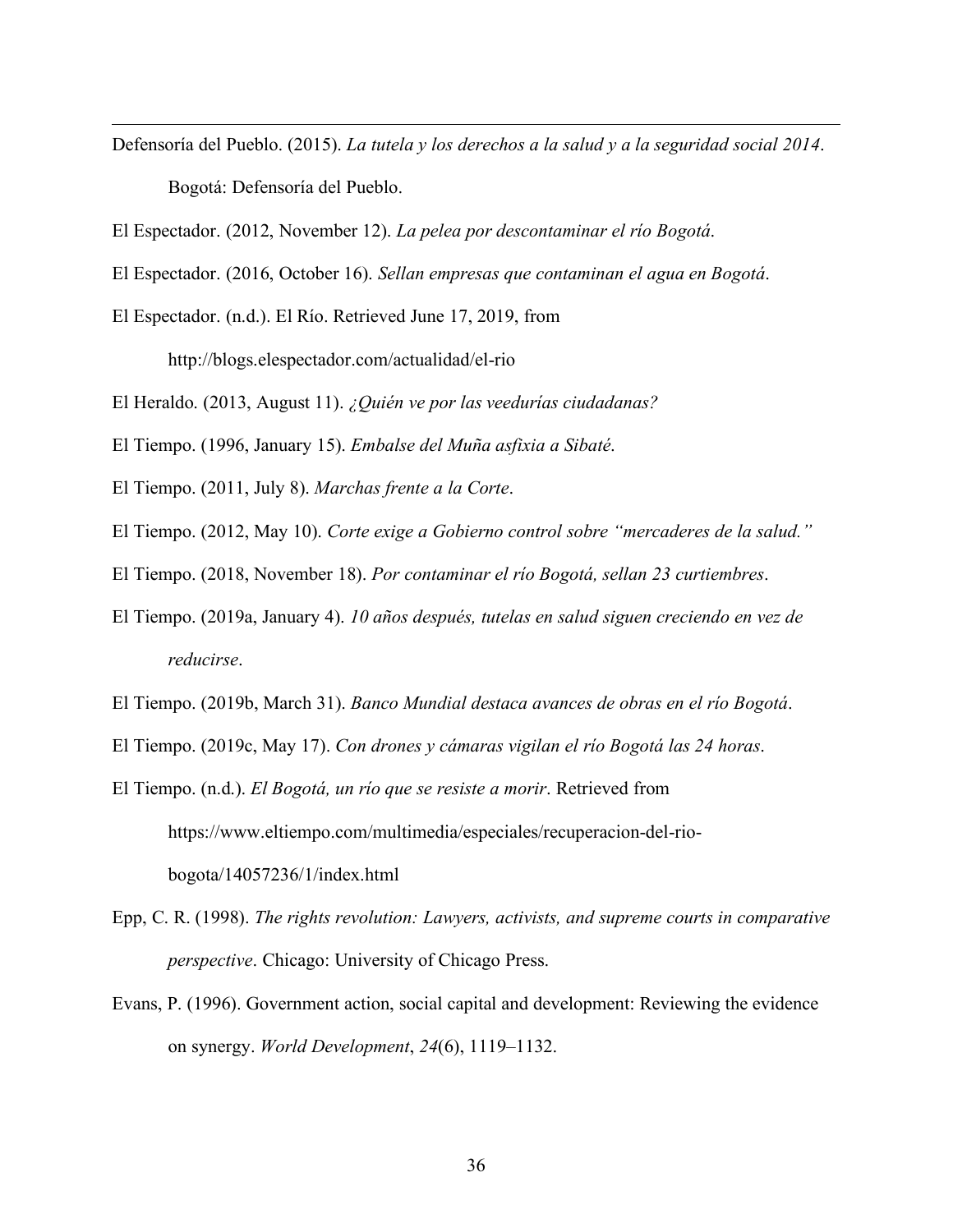Defensoría del Pueblo. (2015). *La tutela y los derechos a la salud y a la seguridad social 2014*. Bogotá: Defensoría del Pueblo.

El Espectador. (2012, November 12). *La pelea por descontaminar el río Bogotá*.

El Espectador. (2016, October 16). *Sellan empresas que contaminan el agua en Bogotá*.

El Espectador. (n.d.). El Río. Retrieved June 17, 2019, from http://blogs.elespectador.com/actualidad/el-rio

El Heraldo. (2013, August 11). *¿Quién ve por las veedurías ciudadanas?*

El Tiempo. (1996, January 15). *Embalse del Muña asfixia a Sibaté*.

El Tiempo. (2011, July 8). *Marchas frente a la Corte*.

El Tiempo. (2012, May 10). *Corte exige a Gobierno control sobre "mercaderes de la salud."*

El Tiempo. (2018, November 18). *Por contaminar el río Bogotá, sellan 23 curtiembres*.

El Tiempo. (2019a, January 4). *10 años después, tutelas en salud siguen creciendo en vez de reducirse*.

El Tiempo. (2019b, March 31). *Banco Mundial destaca avances de obras en el río Bogotá*.

El Tiempo. (2019c, May 17). *Con drones y cámaras vigilan el río Bogotá las 24 horas*.

El Tiempo. (n.d.). *El Bogotá, un río que se resiste a morir*. Retrieved from https://www.eltiempo.com/multimedia/especiales/recuperacion-del-rio-bogota/14057236/1/index.html

Epp, C. R. (1998). *The rights revolution: Lawyers, activists, and supreme courts in comparative perspective*. Chicago: University of Chicago Press.

Evans, P. (1996). Government action, social capital and development: Reviewing the evidence on synergy. *World Development*, *24*(6), 1119–1132.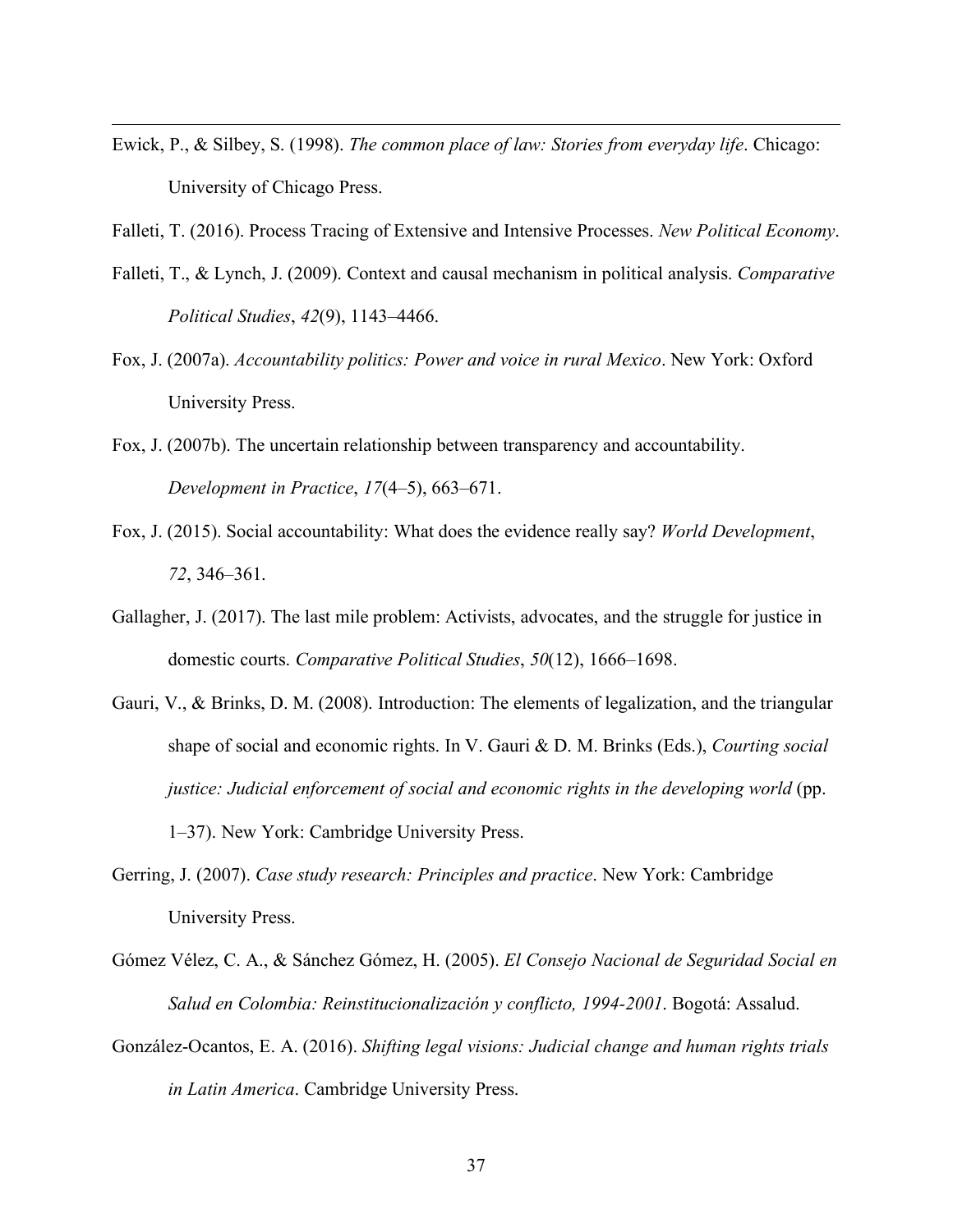Ewick, P., & Silbey, S. (1998). *The common place of law: Stories from everyday life*. Chicago: University of Chicago Press.

Falleti, T. (2016). Process Tracing of Extensive and Intensive Processes. *New Political Economy*.

Falleti, T., & Lynch, J. (2009). Context and causal mechanism in political analysis. *Comparative Political Studies*, *42*(9), 1143–4466.

Fox, J. (2007a). *Accountability politics: Power and voice in rural Mexico*. New York: Oxford University Press.

Fox, J. (2007b). The uncertain relationship between transparency and accountability. *Development in Practice*, *17*(4–5), 663–671.

Fox, J. (2015). Social accountability: What does the evidence really say? *World Development*, *72*, 346–361.

Gallagher, J. (2017). The last mile problem: Activists, advocates, and the struggle for justice in domestic courts. *Comparative Political Studies*, *50*(12), 1666–1698.

Gauri, V., & Brinks, D. M. (2008). Introduction: The elements of legalization, and the triangular shape of social and economic rights. In V. Gauri & D. M. Brinks (Eds.), *Courting social justice: Judicial enforcement of social and economic rights in the developing world* (pp. 1–37). New York: Cambridge University Press.

Gerring, J. (2007). *Case study research: Principles and practice*. New York: Cambridge University Press.

Gómez Vélez, C. A., & Sánchez Gómez, H. (2005). *El Consejo Nacional de Seguridad Social en Salud en Colombia: Reinstitucionalización y conflicto, 1994-2001*. Bogotá: Assalud.

González-Ocantos, E. A. (2016). *Shifting legal visions: Judicial change and human rights trials in Latin America*. Cambridge University Press.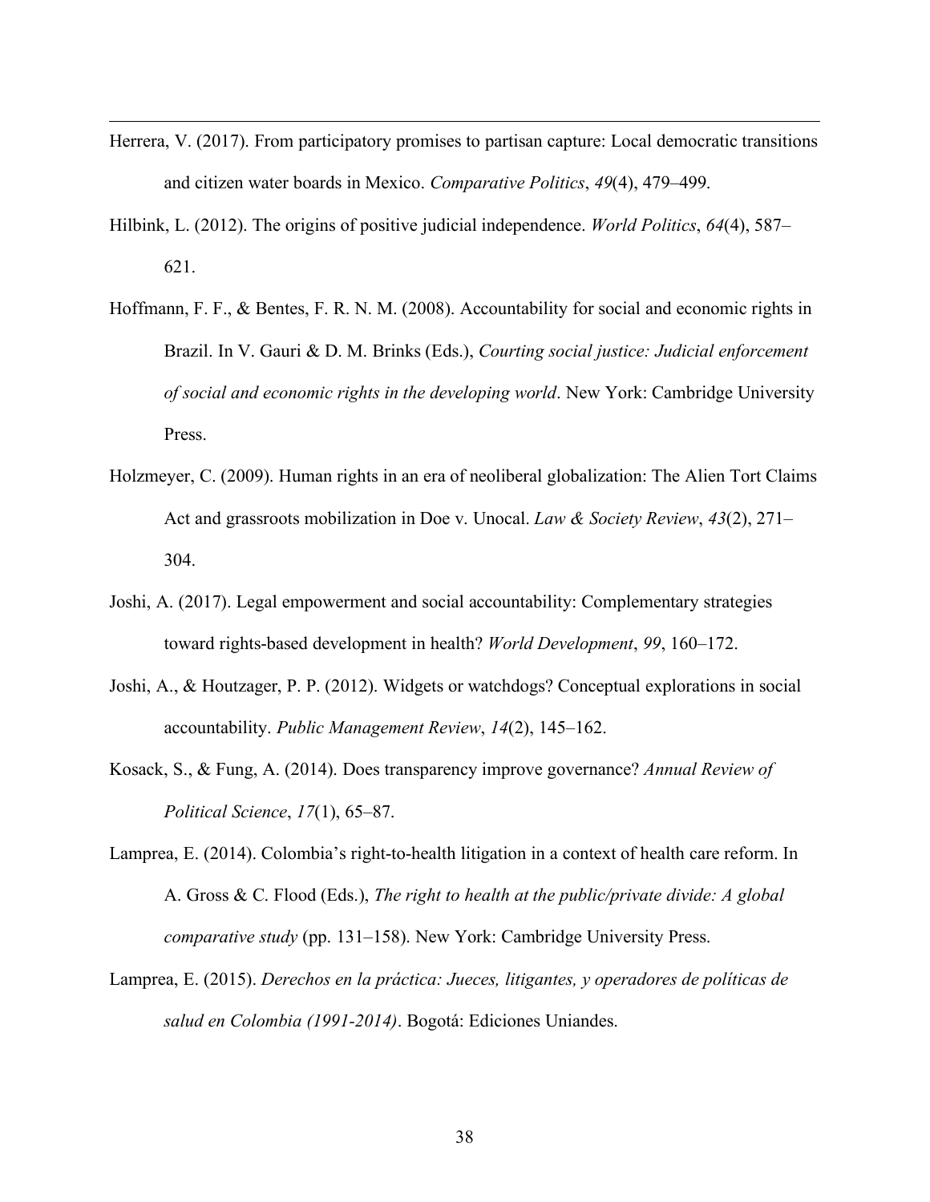Herrera, V. (2017). From participatory promises to partisan capture: Local democratic transitions and citizen water boards in Mexico. *Comparative Politics*, *49*(4), 479–499.

Hilbink, L. (2012). The origins of positive judicial independence. *World Politics*, *64*(4), 587–621.

Hoffmann, F. F., & Bentes, F. R. N. M. (2008). Accountability for social and economic rights in Brazil. In V. Gauri & D. M. Brinks (Eds.), *Courting social justice: Judicial enforcement of social and economic rights in the developing world*. New York: Cambridge University Press.

Holzmeyer, C. (2009). Human rights in an era of neoliberal globalization: The Alien Tort Claims Act and grassroots mobilization in Doe v. Unocal. *Law & Society Review*, *43*(2), 271–304.

Joshi, A. (2017). Legal empowerment and social accountability: Complementary strategies toward rights-based development in health? *World Development*, *99*, 160–172.

Joshi, A., & Houtzager, P. P. (2012). Widgets or watchdogs? Conceptual explorations in social accountability. *Public Management Review*, *14*(2), 145–162.

Kosack, S., & Fung, A. (2014). Does transparency improve governance? *Annual Review of Political Science*, *17*(1), 65–87.

Lamprea, E. (2014). Colombia's right-to-health litigation in a context of health care reform. In A. Gross & C. Flood (Eds.), *The right to health at the public/private divide: A global comparative study* (pp. 131–158). New York: Cambridge University Press.

Lamprea, E. (2015). *Derechos en la práctica: Jueces, litigantes, y operadores de políticas de salud en Colombia (1991-2014)*. Bogotá: Ediciones Uniandes.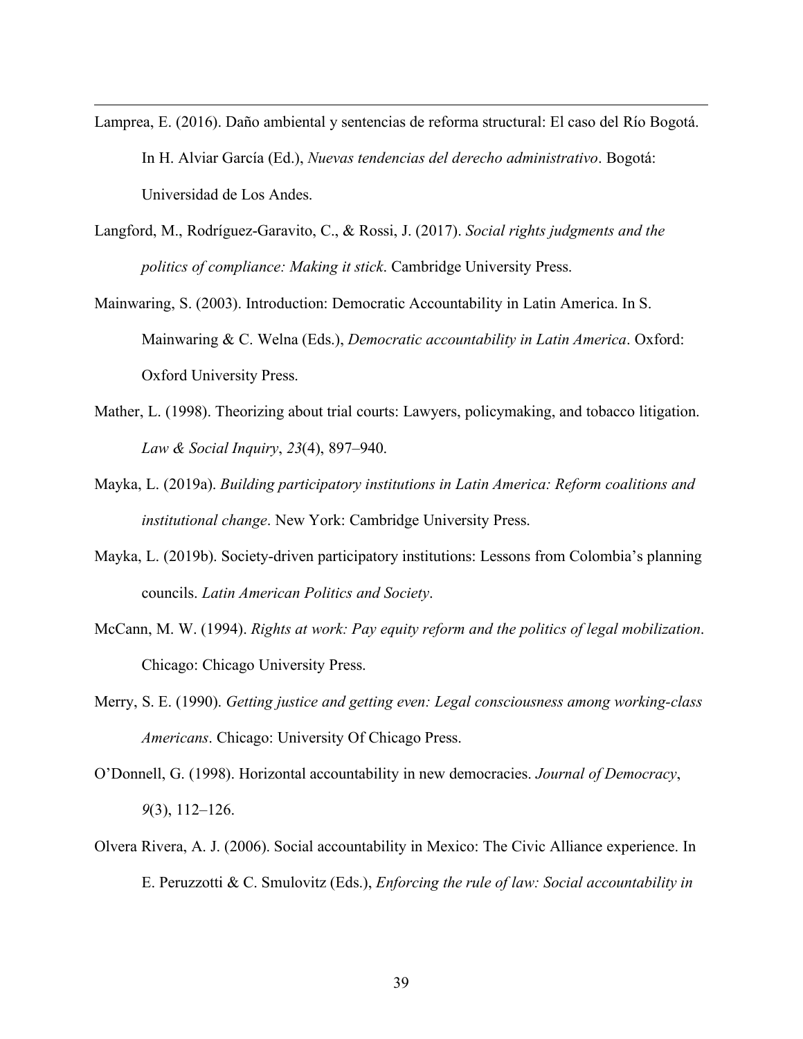Lamprea, E. (2016). Daño ambiental y sentencias de reforma structural: El caso del Río Bogotá. In H. Alviar García (Ed.), *Nuevas tendencias del derecho administrativo*. Bogotá: Universidad de Los Andes.

Langford, M., Rodríguez-Garavito, C., & Rossi, J. (2017). *Social rights judgments and the politics of compliance: Making it stick*. Cambridge University Press.

Mainwaring, S. (2003). Introduction: Democratic Accountability in Latin America. In S. Mainwaring & C. Welna (Eds.), *Democratic accountability in Latin America*. Oxford: Oxford University Press.

Mather, L. (1998). Theorizing about trial courts: Lawyers, policymaking, and tobacco litigation. *Law & Social Inquiry*, *23*(4), 897–940.

Mayka, L. (2019a). *Building participatory institutions in Latin America: Reform coalitions and institutional change*. New York: Cambridge University Press.

Mayka, L. (2019b). Society-driven participatory institutions: Lessons from Colombia's planning councils. *Latin American Politics and Society*.

McCann, M. W. (1994). *Rights at work: Pay equity reform and the politics of legal mobilization*. Chicago: Chicago University Press.

Merry, S. E. (1990). *Getting justice and getting even: Legal consciousness among working-class Americans*. Chicago: University Of Chicago Press.

O'Donnell, G. (1998). Horizontal accountability in new democracies. *Journal of Democracy*, *9*(3), 112–126.

Olvera Rivera, A. J. (2006). Social accountability in Mexico: The Civic Alliance experience. In E. Peruzzotti & C. Smulovitz (Eds.), *Enforcing the rule of law: Social accountability in*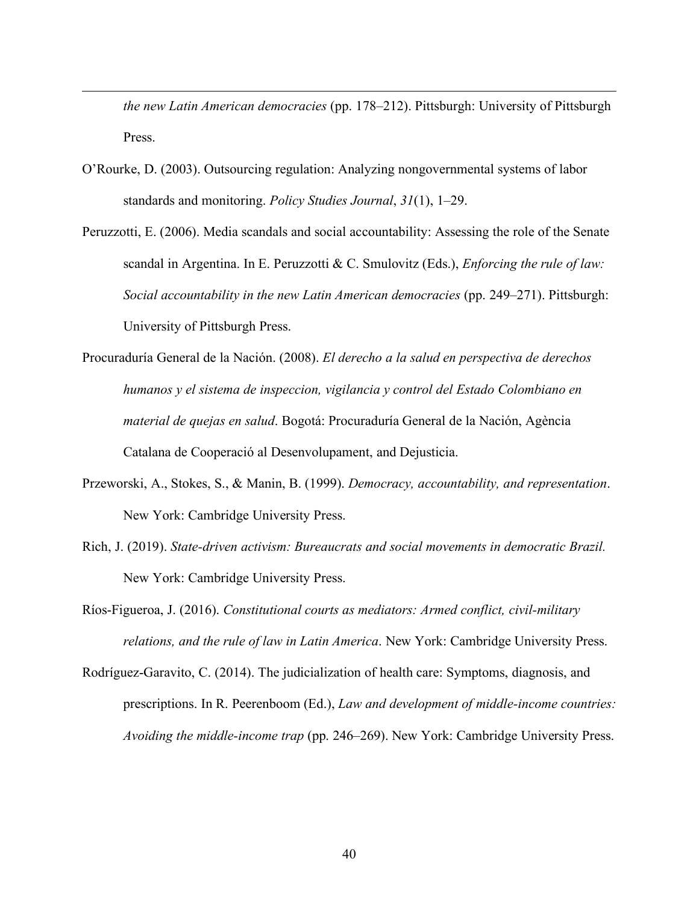*the new Latin American democracies* (pp. 178–212). Pittsburgh: University of Pittsburgh Press.

O'Rourke, D. (2003). Outsourcing regulation: Analyzing nongovernmental systems of labor standards and monitoring. *Policy Studies Journal*, *31*(1), 1–29.

Peruzzotti, E. (2006). Media scandals and social accountability: Assessing the role of the Senate scandal in Argentina. In E. Peruzzotti & C. Smulovitz (Eds.), *Enforcing the rule of law: Social accountability in the new Latin American democracies* (pp. 249–271). Pittsburgh: University of Pittsburgh Press.

Procuraduría General de la Nación. (2008). *El derecho a la salud en perspectiva de derechos humanos y el sistema de inspeccion, vigilancia y control del Estado Colombiano en material de quejas en salud*. Bogotá: Procuraduría General de la Nación, Agència Catalana de Cooperació al Desenvolupament, and Dejusticia.

Przeworski, A., Stokes, S., & Manin, B. (1999). *Democracy, accountability, and representation*. New York: Cambridge University Press.

Rich, J. (2019). *State-driven activism: Bureaucrats and social movements in democratic Brazil.* New York: Cambridge University Press.

Ríos-Figueroa, J. (2016). *Constitutional courts as mediators: Armed conflict, civil-military relations, and the rule of law in Latin America*. New York: Cambridge University Press.

Rodríguez-Garavito, C. (2014). The judicialization of health care: Symptoms, diagnosis, and prescriptions. In R. Peerenboom (Ed.), *Law and development of middle-income countries: Avoiding the middle-income trap* (pp. 246–269). New York: Cambridge University Press.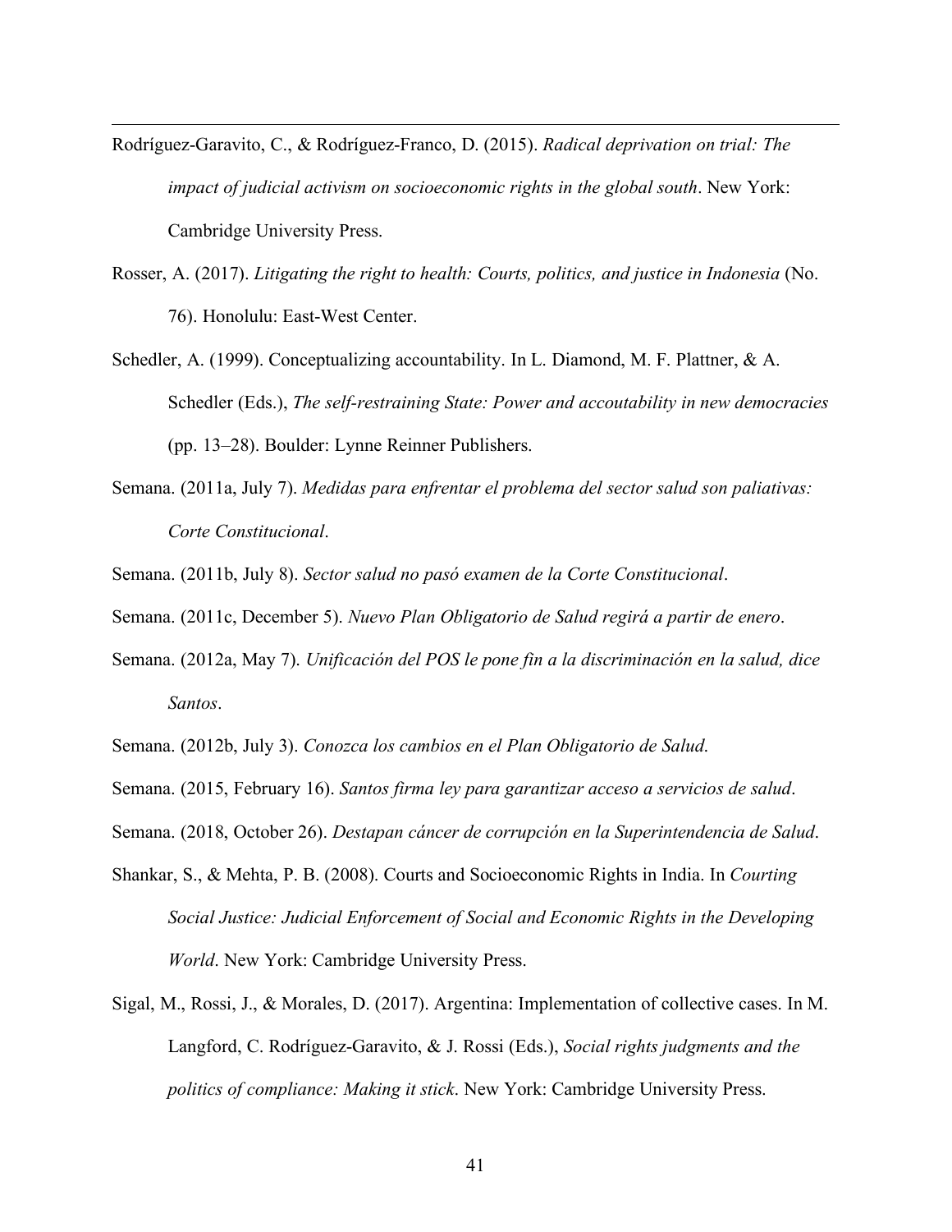Rodríguez-Garavito, C., & Rodríguez-Franco, D. (2015). *Radical deprivation on trial: The impact of judicial activism on socioeconomic rights in the global south*. New York: Cambridge University Press.

Rosser, A. (2017). *Litigating the right to health: Courts, politics, and justice in Indonesia* (No. 76). Honolulu: East-West Center.

Schedler, A. (1999). Conceptualizing accountability. In L. Diamond, M. F. Plattner, & A. Schedler (Eds.), *The self-restraining State: Power and accoutability in new democracies* (pp. 13–28). Boulder: Lynne Reinner Publishers.

Semana. (2011a, July 7). *Medidas para enfrentar el problema del sector salud son paliativas: Corte Constitucional*.

Semana. (2011b, July 8). *Sector salud no pasó examen de la Corte Constitucional*.

Semana. (2011c, December 5). *Nuevo Plan Obligatorio de Salud regirá a partir de enero*.

Semana. (2012a, May 7). *Unificación del POS le pone fin a la discriminación en la salud, dice Santos*.

Semana. (2012b, July 3). *Conozca los cambios en el Plan Obligatorio de Salud.*

Semana. (2015, February 16). *Santos firma ley para garantizar acceso a servicios de salud*.

Semana. (2018, October 26). *Destapan cáncer de corrupción en la Superintendencia de Salud*.

Shankar, S., & Mehta, P. B. (2008). Courts and Socioeconomic Rights in India. In *Courting Social Justice: Judicial Enforcement of Social and Economic Rights in the Developing World*. New York: Cambridge University Press.

Sigal, M., Rossi, J., & Morales, D. (2017). Argentina: Implementation of collective cases. In M. Langford, C. Rodríguez-Garavito, & J. Rossi (Eds.), *Social rights judgments and the politics of compliance: Making it stick*. New York: Cambridge University Press.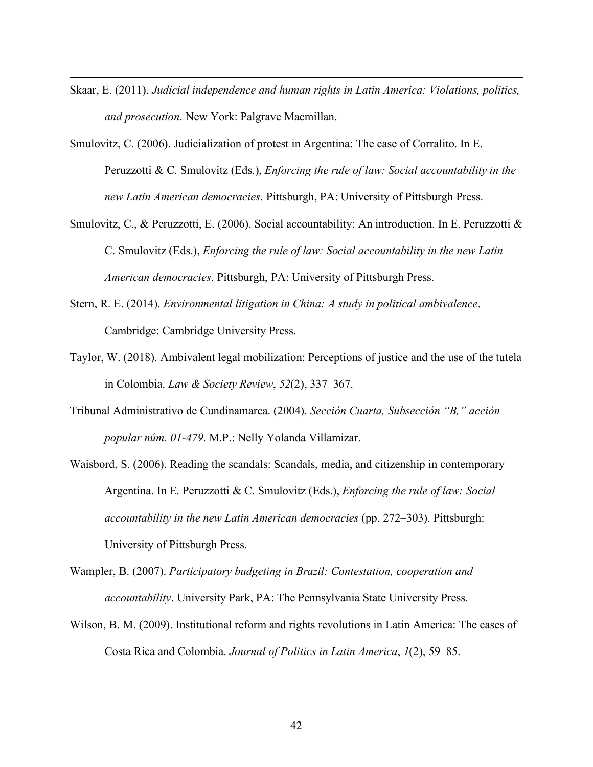Skaar, E. (2011). *Judicial independence and human rights in Latin America: Violations, politics, and prosecution*. New York: Palgrave Macmillan.

Smulovitz, C. (2006). Judicialization of protest in Argentina: The case of Corralito. In E. Peruzzotti & C. Smulovitz (Eds.), *Enforcing the rule of law: Social accountability in the new Latin American democracies*. Pittsburgh, PA: University of Pittsburgh Press.

Smulovitz, C., & Peruzzotti, E. (2006). Social accountability: An introduction. In E. Peruzzotti & C. Smulovitz (Eds.), *Enforcing the rule of law: Social accountability in the new Latin American democracies*. Pittsburgh, PA: University of Pittsburgh Press.

Stern, R. E. (2014). *Environmental litigation in China: A study in political ambivalence*. Cambridge: Cambridge University Press.

Taylor, W. (2018). Ambivalent legal mobilization: Perceptions of justice and the use of the tutela in Colombia. *Law & Society Review*, *52*(2), 337–367.

Tribunal Administrativo de Cundinamarca. (2004). *Sección Cuarta, Subsección "B," acción popular núm. 01-479*. M.P.: Nelly Yolanda Villamizar.

Waisbord, S. (2006). Reading the scandals: Scandals, media, and citizenship in contemporary Argentina. In E. Peruzzotti & C. Smulovitz (Eds.), *Enforcing the rule of law: Social accountability in the new Latin American democracies* (pp. 272–303). Pittsburgh: University of Pittsburgh Press.

Wampler, B. (2007). *Participatory budgeting in Brazil: Contestation, cooperation and accountability*. University Park, PA: The Pennsylvania State University Press.

Wilson, B. M. (2009). Institutional reform and rights revolutions in Latin America: The cases of Costa Rica and Colombia. *Journal of Politics in Latin America*, *1*(2), 59–85.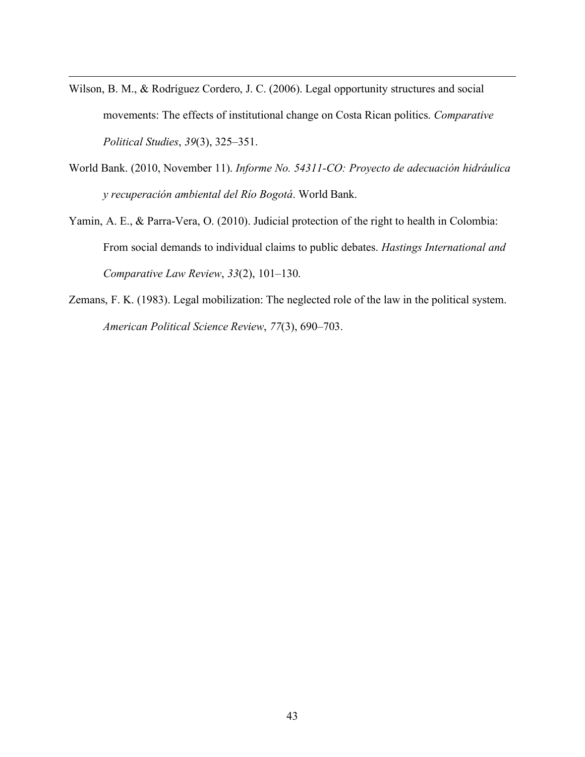Wilson, B. M., & Rodríguez Cordero, J. C. (2006). Legal opportunity structures and social movements: The effects of institutional change on Costa Rican politics. *Comparative Political Studies*, *39*(3), 325–351.

World Bank. (2010, November 11). *Informe No. 54311-CO: Proyecto de adecuación hidráulica y recuperación ambiental del Río Bogotá*. World Bank.

Yamin, A. E., & Parra-Vera, O. (2010). Judicial protection of the right to health in Colombia: From social demands to individual claims to public debates. *Hastings International and Comparative Law Review*, *33*(2), 101–130.

Zemans, F. K. (1983). Legal mobilization: The neglected role of the law in the political system. *American Political Science Review*, *77*(3), 690–703.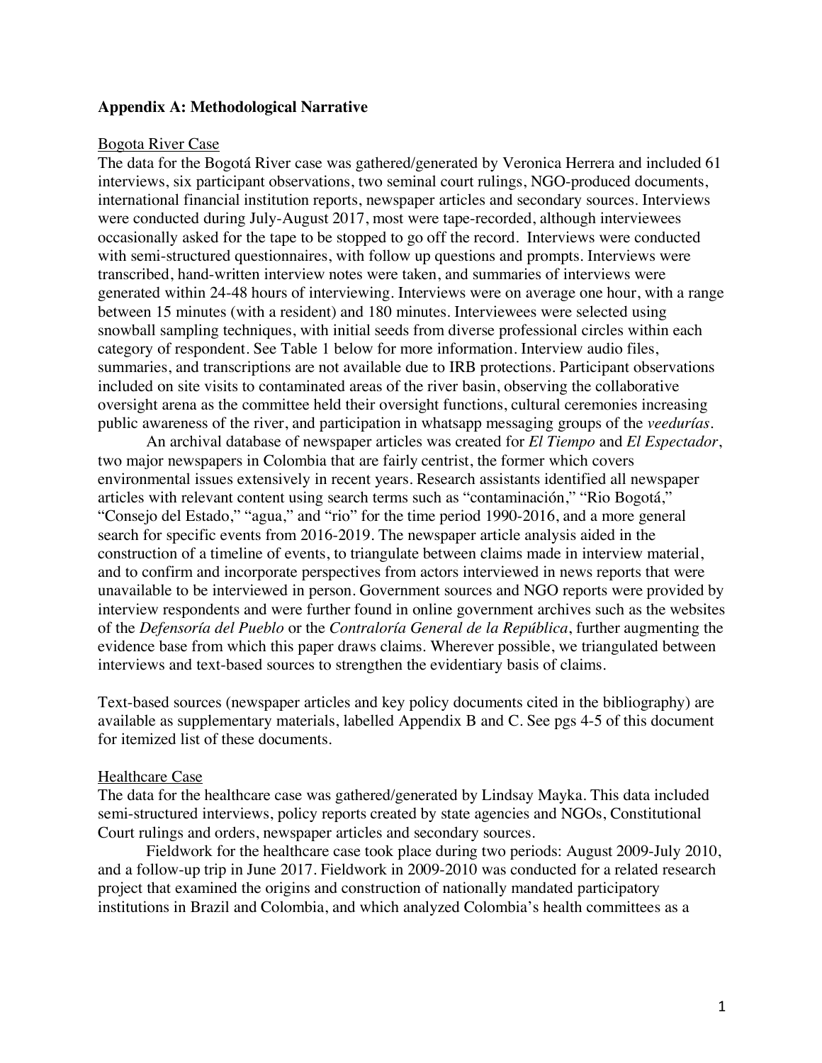**Appendix A: Methodological Narrative**

Bogota River Case

The data for the Bogotá River case was gathered/generated by Veronica Herrera and included 61 interviews, six participant observations, two seminal court rulings, NGO-produced documents, international financial institution reports, newspaper articles and secondary sources. Interviews were conducted during July-August 2017, most were tape-recorded, although interviewees occasionally asked for the tape to be stopped to go off the record. Interviews were conducted with semi-structured questionnaires, with follow up questions and prompts. Interviews were transcribed, hand-written interview notes were taken, and summaries of interviews were generated within 24-48 hours of interviewing. Interviews were on average one hour, with a range between 15 minutes (with a resident) and 180 minutes. Interviewees were selected using snowball sampling techniques, with initial seeds from diverse professional circles within each category of respondent. See Table 1 below for more information. Interview audio files, summaries, and transcriptions are not available due to IRB protections. Participant observations included on site visits to contaminated areas of the river basin, observing the collaborative oversight arena as the committee held their oversight functions, cultural ceremonies increasing public awareness of the river, and participation in whatsapp messaging groups of the *veedurías*.

An archival database of newspaper articles was created for *El Tiempo* and *El Espectador*, two major newspapers in Colombia that are fairly centrist, the former which covers environmental issues extensively in recent years. Research assistants identified all newspaper articles with relevant content using search terms such as "contaminación," "Rio Bogotá," "Consejo del Estado," "agua," and "rio" for the time period 1990-2016, and a more general search for specific events from 2016-2019. The newspaper article analysis aided in the construction of a timeline of events, to triangulate between claims made in interview material, and to confirm and incorporate perspectives from actors interviewed in news reports that were unavailable to be interviewed in person. Government sources and NGO reports were provided by interview respondents and were further found in online government archives such as the websites of the *Defensoría del Pueblo* or the *Contraloría General de la República*, further augmenting the evidence base from which this paper draws claims. Wherever possible, we triangulated between interviews and text-based sources to strengthen the evidentiary basis of claims.

Text-based sources (newspaper articles and key policy documents cited in the bibliography) are available as supplementary materials, labelled Appendix B and C. See pgs 4-5 of this document for itemized list of these documents.

Healthcare Case

The data for the healthcare case was gathered/generated by Lindsay Mayka. This data included semi-structured interviews, policy reports created by state agencies and NGOs, Constitutional Court rulings and orders, newspaper articles and secondary sources.

Fieldwork for the healthcare case took place during two periods: August 2009-July 2010, and a follow-up trip in June 2017. Fieldwork in 2009-2010 was conducted for a related research project that examined the origins and construction of nationally mandated participatory institutions in Brazil and Colombia, and which analyzed Colombia's health committees as a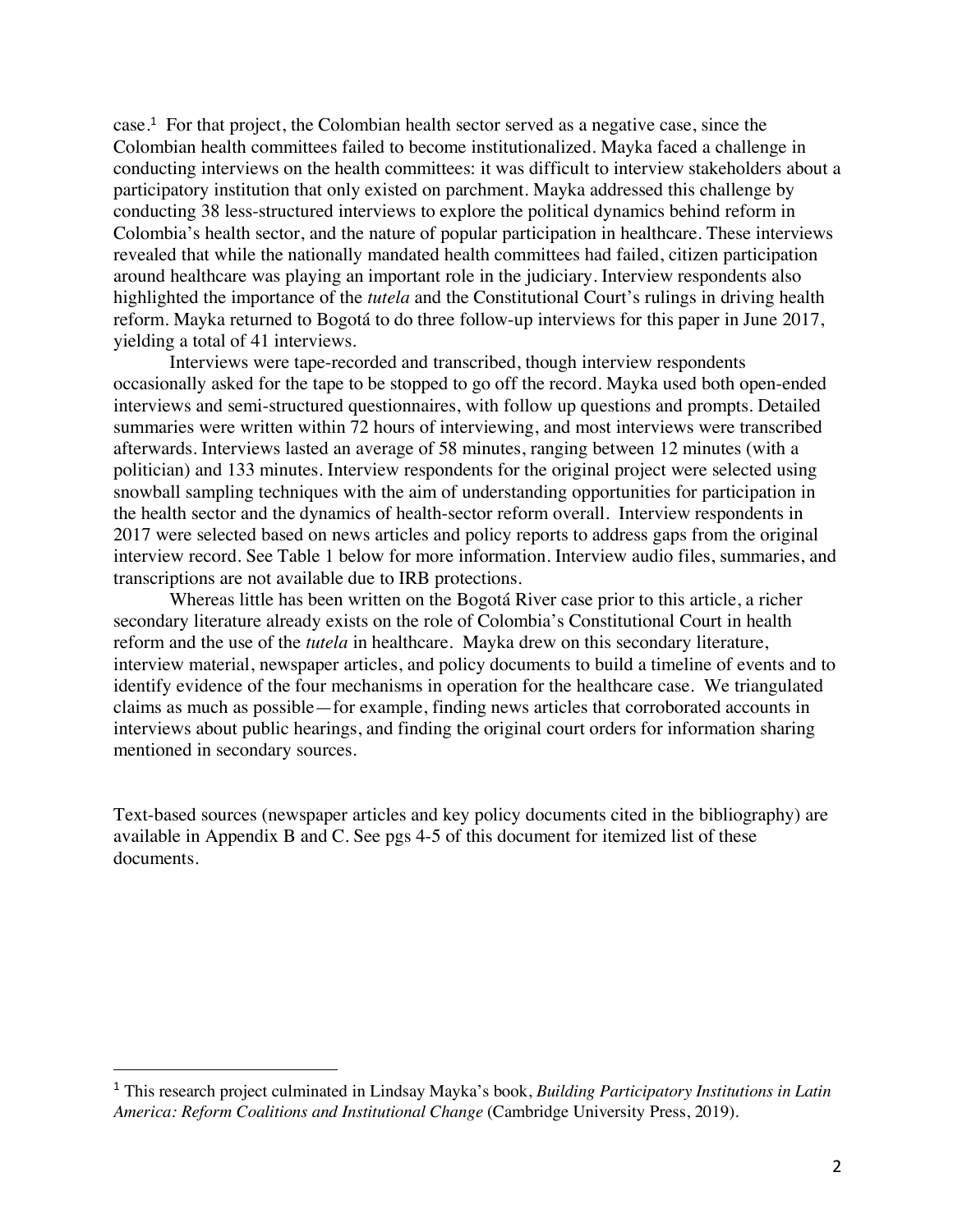case.[1] For that project, the Colombian health sector served as a negative case, since the Colombian health committees failed to become institutionalized. Mayka faced a challenge in conducting interviews on the health committees: it was difficult to interview stakeholders about a participatory institution that only existed on parchment. Mayka addressed this challenge by conducting 38 less-structured interviews to explore the political dynamics behind reform in Colombia's health sector, and the nature of popular participation in healthcare. These interviews revealed that while the nationally mandated health committees had failed, citizen participation around healthcare was playing an important role in the judiciary. Interview respondents also highlighted the importance of the *tutela* and the Constitutional Court's rulings in driving health reform. Mayka returned to Bogotá to do three follow-up interviews for this paper in June 2017, yielding a total of 41 interviews.

Interviews were tape-recorded and transcribed, though interview respondents occasionally asked for the tape to be stopped to go off the record. Mayka used both open-ended interviews and semi-structured questionnaires, with follow up questions and prompts. Detailed summaries were written within 72 hours of interviewing, and most interviews were transcribed afterwards. Interviews lasted an average of 58 minutes, ranging between 12 minutes (with a politician) and 133 minutes. Interview respondents for the original project were selected using snowball sampling techniques with the aim of understanding opportunities for participation in the health sector and the dynamics of health-sector reform overall. Interview respondents in 2017 were selected based on news articles and policy reports to address gaps from the original interview record. See Table 1 below for more information. Interview audio files, summaries, and transcriptions are not available due to IRB protections.

Whereas little has been written on the Bogotá River case prior to this article, a richer secondary literature already exists on the role of Colombia's Constitutional Court in health reform and the use of the *tutela* in healthcare. Mayka drew on this secondary literature, interview material, newspaper articles, and policy documents to build a timeline of events and to identify evidence of the four mechanisms in operation for the healthcare case. We triangulated claims as much as possible—for example, finding news articles that corroborated accounts in interviews about public hearings, and finding the original court orders for information sharing mentioned in secondary sources.

Text-based sources (newspaper articles and key policy documents cited in the bibliography) are available in Appendix B and C. See pgs 4-5 of this document for itemized list of these documents.

[1] This research project culminated in Lindsay Mayka's book, *Building Participatory Institutions in Latin America: Reform Coalitions and Institutional Change* (Cambridge University Press, 2019).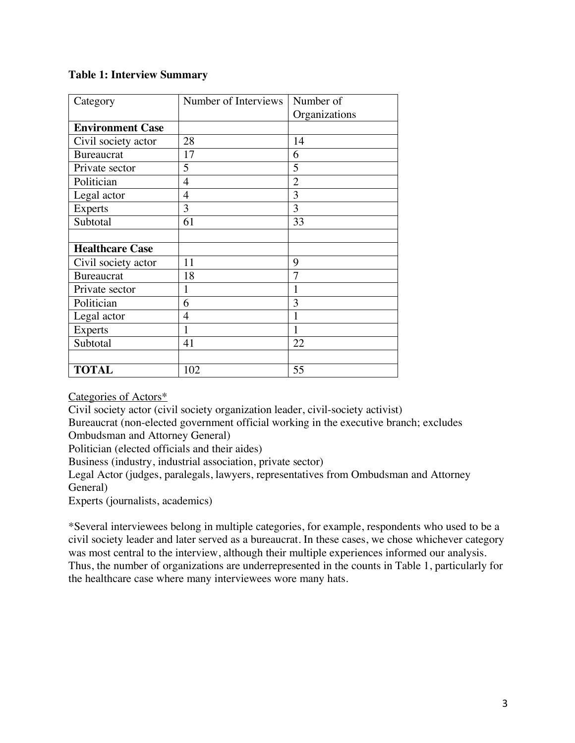**Table 1: Interview Summary**

| Category | Number of Interviews | Number of Organizations |
|---|---|---|
| **Environment Case** | | |
| Civil society actor | 28 | 14 |
| Bureaucrat | 17 | 6 |
| Private sector | 5 | 5 |
| Politician | 4 | 2 |
| Legal actor | 4 | 3 |
| Experts | 3 | 3 |
| Subtotal | 61 | 33 |
| | | |
| **Healthcare Case** | | |
| Civil society actor | 11 | 9 |
| Bureaucrat | 18 | 7 |
| Private sector | 1 | 1 |
| Politician | 6 | 3 |
| Legal actor | 4 | 1 |
| Experts | 1 | 1 |
| Subtotal | 41 | 22 |
| | | |
| **TOTAL** | 102 | 55 |

Categories of Actors*

Civil society actor (civil society organization leader, civil-society activist)
Bureaucrat (non-elected government official working in the executive branch; excludes Ombudsman and Attorney General)
Politician (elected officials and their aides)
Business (industry, industrial association, private sector)
Legal Actor (judges, paralegals, lawyers, representatives from Ombudsman and Attorney General)
Experts (journalists, academics)

*Several interviewees belong in multiple categories, for example, respondents who used to be a civil society leader and later served as a bureaucrat. In these cases, we chose whichever category was most central to the interview, although their multiple experiences informed our analysis. Thus, the number of organizations are underrepresented in the counts in Table 1, particularly for the healthcare case where many interviewees wore many hats.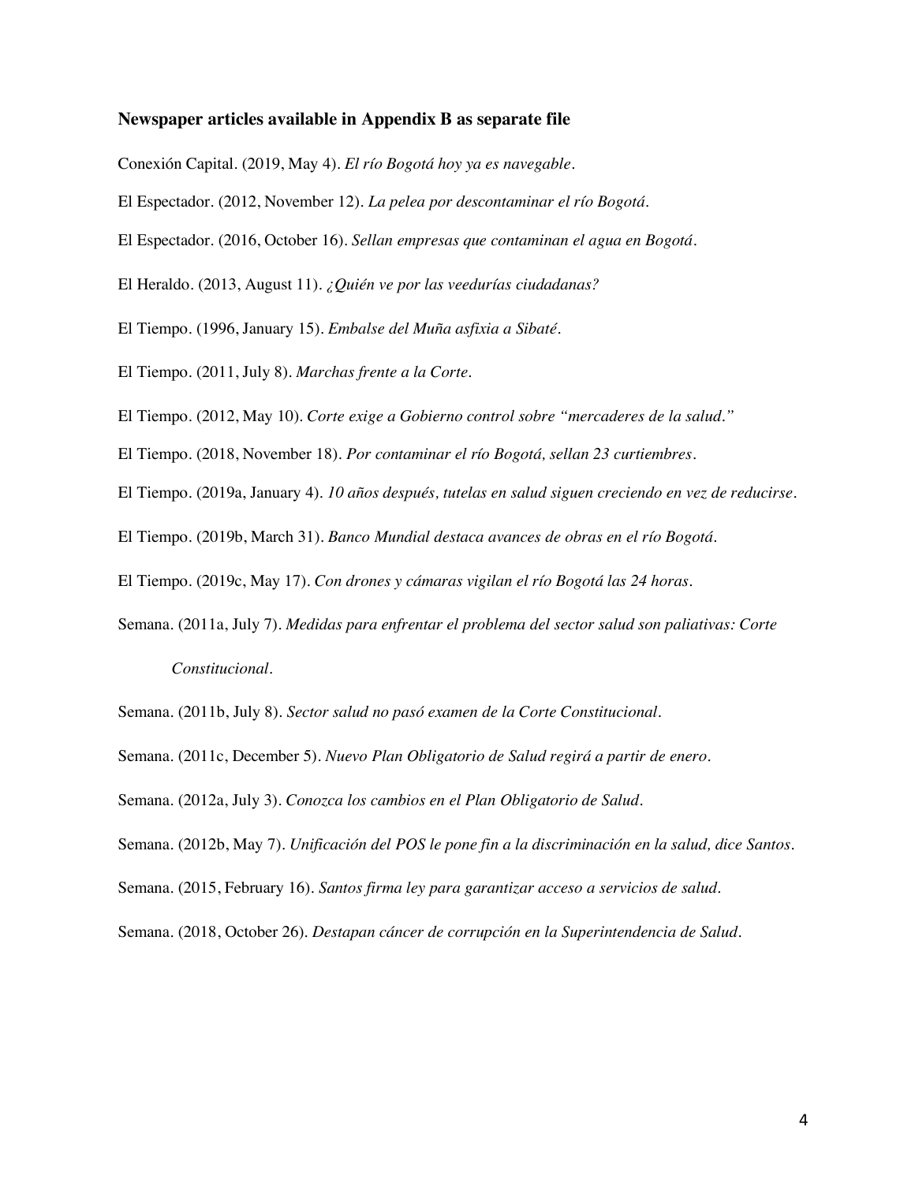**Newspaper articles available in Appendix B as separate file**

Conexión Capital. (2019, May 4). *El río Bogotá hoy ya es navegable*.

El Espectador. (2012, November 12). *La pelea por descontaminar el río Bogotá*.

El Espectador. (2016, October 16). *Sellan empresas que contaminan el agua en Bogotá*.

El Heraldo. (2013, August 11). *¿Quién ve por las veedurías ciudadanas?*

El Tiempo. (1996, January 15). *Embalse del Muña asfixia a Sibaté*.

El Tiempo. (2011, July 8). *Marchas frente a la Corte*.

El Tiempo. (2012, May 10). *Corte exige a Gobierno control sobre "mercaderes de la salud."*

El Tiempo. (2018, November 18). *Por contaminar el río Bogotá, sellan 23 curtiembres*.

El Tiempo. (2019a, January 4). *10 años después, tutelas en salud siguen creciendo en vez de reducirse*.

El Tiempo. (2019b, March 31). *Banco Mundial destaca avances de obras en el río Bogotá*.

El Tiempo. (2019c, May 17). *Con drones y cámaras vigilan el río Bogotá las 24 horas*.

Semana. (2011a, July 7). *Medidas para enfrentar el problema del sector salud son paliativas: Corte Constitucional*.

Semana. (2011b, July 8). *Sector salud no pasó examen de la Corte Constitucional*.

Semana. (2011c, December 5). *Nuevo Plan Obligatorio de Salud regirá a partir de enero*.

Semana. (2012a, July 3). *Conozca los cambios en el Plan Obligatorio de Salud*.

Semana. (2012b, May 7). *Unificación del POS le pone fin a la discriminación en la salud, dice Santos*.

Semana. (2015, February 16). *Santos firma ley para garantizar acceso a servicios de salud*.

Semana. (2018, October 26). *Destapan cáncer de corrupción en la Superintendencia de Salud*.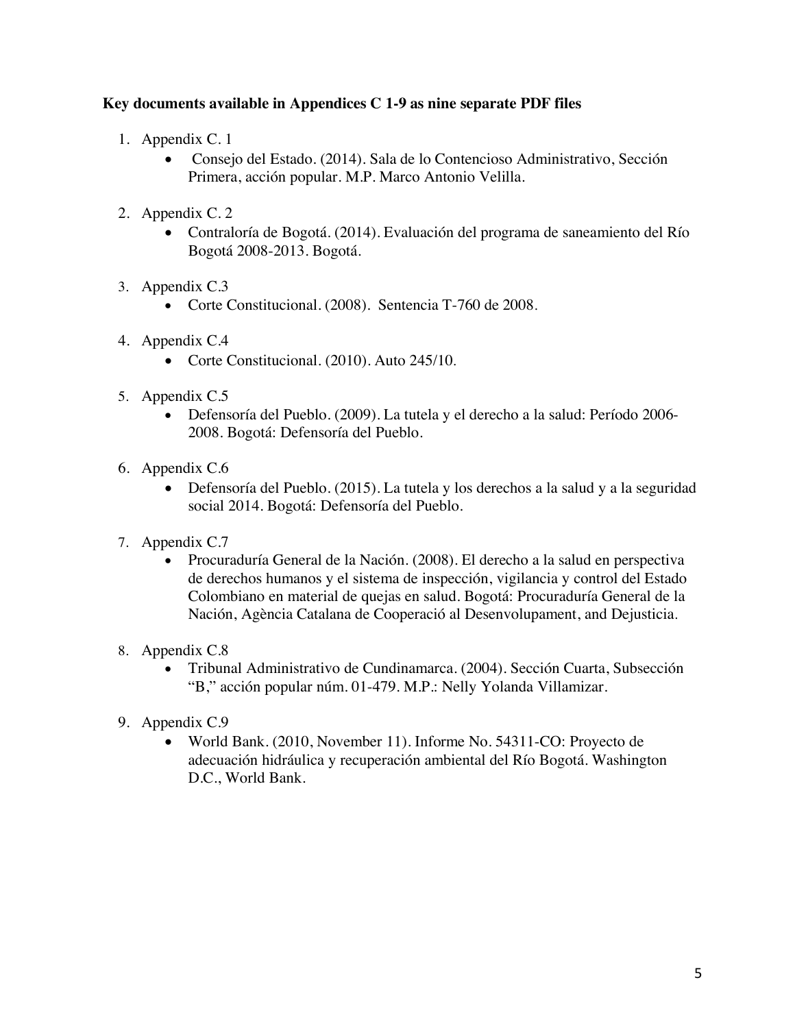**Key documents available in Appendices C 1-9 as nine separate PDF files**

1. Appendix C. 1
   - Consejo del Estado. (2014). Sala de lo Contencioso Administrativo, Sección Primera, acción popular. M.P. Marco Antonio Velilla.

2. Appendix C. 2
   - Contraloría de Bogotá. (2014). Evaluación del programa de saneamiento del Río Bogotá 2008-2013. Bogotá.

3. Appendix C.3
   - Corte Constitucional. (2008). Sentencia T-760 de 2008.

4. Appendix C.4
   - Corte Constitucional. (2010). Auto 245/10.

5. Appendix C.5
   - Defensoría del Pueblo. (2009). La tutela y el derecho a la salud: Período 2006-2008. Bogotá: Defensoría del Pueblo.

6. Appendix C.6
   - Defensoría del Pueblo. (2015). La tutela y los derechos a la salud y a la seguridad social 2014. Bogotá: Defensoría del Pueblo.

7. Appendix C.7
   - Procuraduría General de la Nación. (2008). El derecho a la salud en perspectiva de derechos humanos y el sistema de inspección, vigilancia y control del Estado Colombiano en material de quejas en salud. Bogotá: Procuraduría General de la Nación, Agència Catalana de Cooperació al Desenvolupament, and Dejusticia.

8. Appendix C.8
   - Tribunal Administrativo de Cundinamarca. (2004). Sección Cuarta, Subsección "B," acción popular núm. 01-479. M.P.: Nelly Yolanda Villamizar.

9. Appendix C.9
   - World Bank. (2010, November 11). Informe No. 54311-CO: Proyecto de adecuación hidráulica y recuperación ambiental del Río Bogotá. Washington D.C., World Bank.